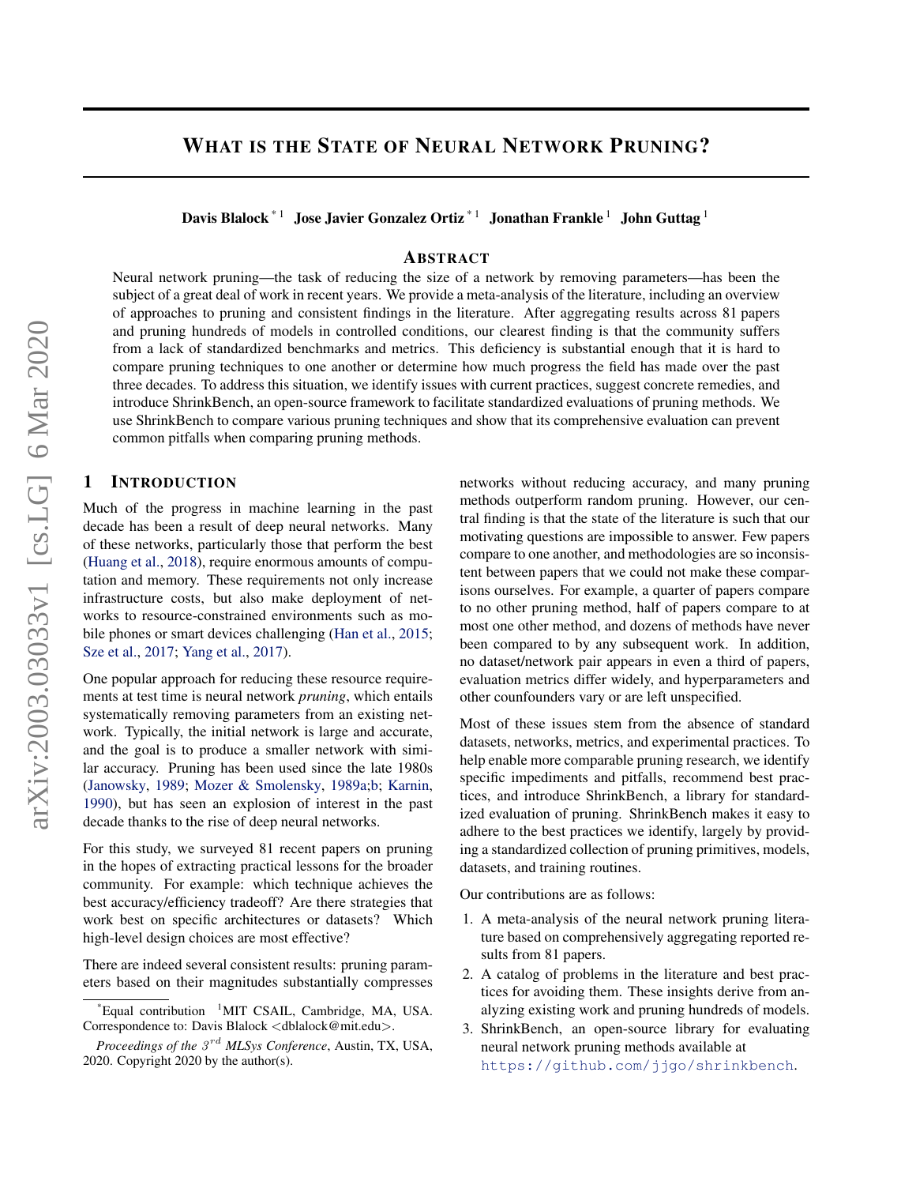# What is the State of Neural Network Pruning?

**Davis Blalock** [*1] **Jose Javier Gonzalez Ortiz** [*1] **Jonathan Frankle** [1] **John Guttag** [1]

## Abstract

Neural network pruning—the task of reducing the size of a network by removing parameters—has been the subject of a great deal of work in recent years. We provide a meta-analysis of the literature, including an overview of approaches to pruning and consistent findings in the literature. After aggregating results across 81 papers and pruning hundreds of models in controlled conditions, our clearest finding is that the community suffers from a lack of standardized benchmarks and metrics. This deficiency is substantial enough that it is hard to compare pruning techniques to one another or determine how much progress the field has made over the past three decades. To address this situation, we identify issues with current practices, suggest concrete remedies, and introduce ShrinkBench, an open-source framework to facilitate standardized evaluations of pruning methods. We use ShrinkBench to compare various pruning techniques and show that its comprehensive evaluation can prevent common pitfalls when comparing pruning methods.

## 1 Introduction

Much of the progress in machine learning in the past decade has been a result of deep neural networks. Many of these networks, particularly those that perform the best (Huang et al., 2018), require enormous amounts of computation and memory. These requirements not only increase infrastructure costs, but also make deployment of networks to resource-constrained environments such as mobile phones or smart devices challenging (Han et al., 2015; Sze et al., 2017; Yang et al., 2017).

One popular approach for reducing these resource requirements at test time is neural network *pruning*, which entails systematically removing parameters from an existing network. Typically, the initial network is large and accurate, and the goal is to produce a smaller network with similar accuracy. Pruning has been used since the late 1980s (Janowsky, 1989; Mozer & Smolensky, 1989a;b; Karnin, 1990), but has seen an explosion of interest in the past decade thanks to the rise of deep neural networks.

For this study, we surveyed 81 recent papers on pruning in the hopes of extracting practical lessons for the broader community. For example: which technique achieves the best accuracy/efficiency tradeoff? Are there strategies that work best on specific architectures or datasets? Which high-level design choices are most effective?

There are indeed several consistent results: pruning parameters based on their magnitudes substantially compresses networks without reducing accuracy, and many pruning methods outperform random pruning. However, our central finding is that the state of the literature is such that our motivating questions are impossible to answer. Few papers compare to one another, and methodologies are so inconsistent between papers that we could not make these comparisons ourselves. For example, a quarter of papers compare to no other pruning method, half of papers compare to at most one other method, and dozens of methods have never been compared to by any subsequent work. In addition, no dataset/network pair appears in even a third of papers, evaluation metrics differ widely, and hyperparameters and other counfounders vary or are left unspecified.

Most of these issues stem from the absence of standard datasets, networks, metrics, and experimental practices. To help enable more comparable pruning research, we identify specific impediments and pitfalls, recommend best practices, and introduce ShrinkBench, a library for standardized evaluation of pruning. ShrinkBench makes it easy to adhere to the best practices we identify, largely by providing a standardized collection of pruning primitives, models, datasets, and training routines.

Our contributions are as follows:

1. A meta-analysis of the neural network pruning literature based on comprehensively aggregating reported results from 81 papers.
2. A catalog of problems in the literature and best practices for avoiding them. These insights derive from analyzing existing work and pruning hundreds of models.
3. ShrinkBench, an open-source library for evaluating neural network pruning methods available at https://github.com/jjgo/shrinkbench.

[*]Equal contribution [1]MIT CSAIL, Cambridge, MA, USA. Correspondence to: Davis Blalock <dblalock@mit.edu>.

*Proceedings of the 3rd MLSys Conference*, Austin, TX, USA, 2020. Copyright 2020 by the author(s).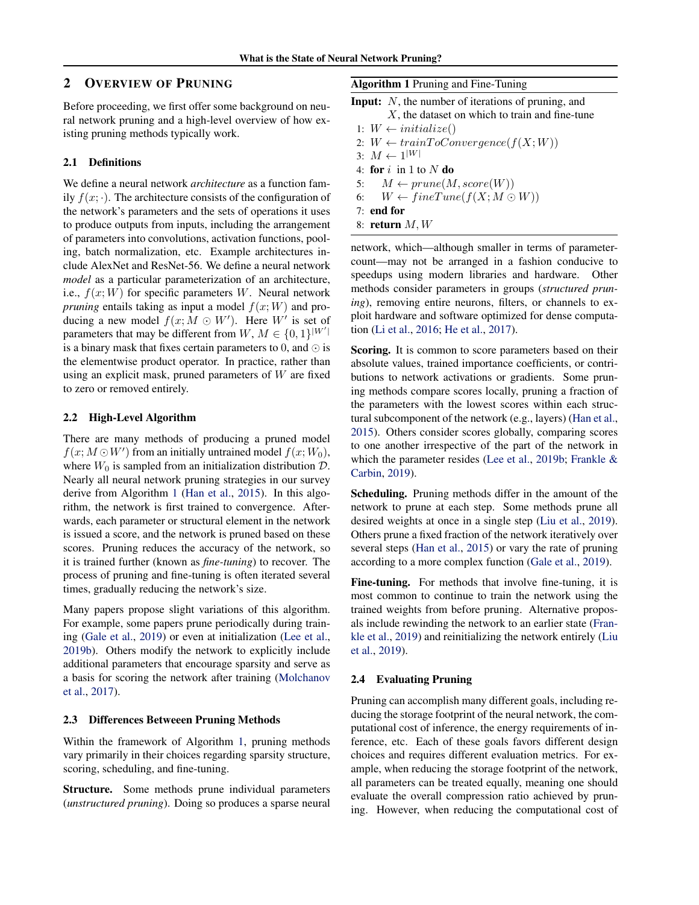## 2 OVERVIEW OF PRUNING

Before proceeding, we first offer some background on neural network pruning and a high-level overview of how existing pruning methods typically work.

### 2.1 Definitions

We define a neural network *architecture* as a function family $f(x; \cdot)$. The architecture consists of the configuration of the network's parameters and the sets of operations it uses to produce outputs from inputs, including the arrangement of parameters into convolutions, activation functions, pooling, batch normalization, etc. Example architectures include AlexNet and ResNet-56. We define a neural network *model* as a particular parameterization of an architecture, i.e., $f(x; W)$ for specific parameters $W$. Neural network *pruning* entails taking as input a model $f(x; W)$ and producing a new model $f(x; M \odot W')$. Here $W'$ is set of parameters that may be different from $W$, $M \in \{0,1\}^{|W'|}$ is a binary mask that fixes certain parameters to 0, and $\odot$ is the elementwise product operator. In practice, rather than using an explicit mask, pruned parameters of $W$ are fixed to zero or removed entirely.

### 2.2 High-Level Algorithm

There are many methods of producing a pruned model $f(x; M \odot W')$ from an initially untrained model $f(x; W_0)$, where $W_0$ is sampled from an initialization distribution $\mathcal{D}$. Nearly all neural network pruning strategies in our survey derive from Algorithm 1 (Han et al., 2015). In this algorithm, the network is first trained to convergence. Afterwards, each parameter or structural element in the network is issued a score, and the network is pruned based on these scores. Pruning reduces the accuracy of the network, so it is trained further (known as *fine-tuning*) to recover. The process of pruning and fine-tuning is often iterated several times, gradually reducing the network's size.

Many papers propose slight variations of this algorithm. For example, some papers prune periodically during training (Gale et al., 2019) or even at initialization (Lee et al., 2019b). Others modify the network to explicitly include additional parameters that encourage sparsity and serve as a basis for scoring the network after training (Molchanov et al., 2017).

### 2.3 Differences Betweeen Pruning Methods

Within the framework of Algorithm 1, pruning methods vary primarily in their choices regarding sparsity structure, scoring, scheduling, and fine-tuning.

**Structure.** Some methods prune individual parameters (*unstructured pruning*). Doing so produces a sparse neural network, which—although smaller in terms of parameter-count—may not be arranged in a fashion conducive to speedups using modern libraries and hardware. Other methods consider parameters in groups (*structured pruning*), removing entire neurons, filters, or channels to exploit hardware and software optimized for dense computation (Li et al., 2016; He et al., 2017).

**Algorithm 1** Pruning and Fine-Tuning

**Input:** $N$, the number of iterations of pruning, and
$X$, the dataset on which to train and fine-tune

```
1: W ← initialize()
2: W ← trainToConvergence(f(X; W))
3: M ← 1^|W|
4: for i in 1 to N do
5:     M ← prune(M, score(W))
6:     W ← fineTune(f(X; M ⊙ W))
7: end for
8: return M, W
```

**Scoring.** It is common to score parameters based on their absolute values, trained importance coefficients, or contributions to network activations or gradients. Some pruning methods compare scores locally, pruning a fraction of the parameters with the lowest scores within each structural subcomponent of the network (e.g., layers) (Han et al., 2015). Others consider scores globally, comparing scores to one another irrespective of the part of the network in which the parameter resides (Lee et al., 2019b; Frankle & Carbin, 2019).

**Scheduling.** Pruning methods differ in the amount of the network to prune at each step. Some methods prune all desired weights at once in a single step (Liu et al., 2019). Others prune a fixed fraction of the network iteratively over several steps (Han et al., 2015) or vary the rate of pruning according to a more complex function (Gale et al., 2019).

**Fine-tuning.** For methods that involve fine-tuning, it is most common to continue to train the network using the trained weights from before pruning. Alternative proposals include rewinding the network to an earlier state (Frankle et al., 2019) and reinitializing the network entirely (Liu et al., 2019).

### 2.4 Evaluating Pruning

Pruning can accomplish many different goals, including reducing the storage footprint of the neural network, the computational cost of inference, the energy requirements of inference, etc. Each of these goals favors different design choices and requires different evaluation metrics. For example, when reducing the storage footprint of the network, all parameters can be treated equally, meaning one should evaluate the overall compression ratio achieved by pruning. However, when reducing the computational cost of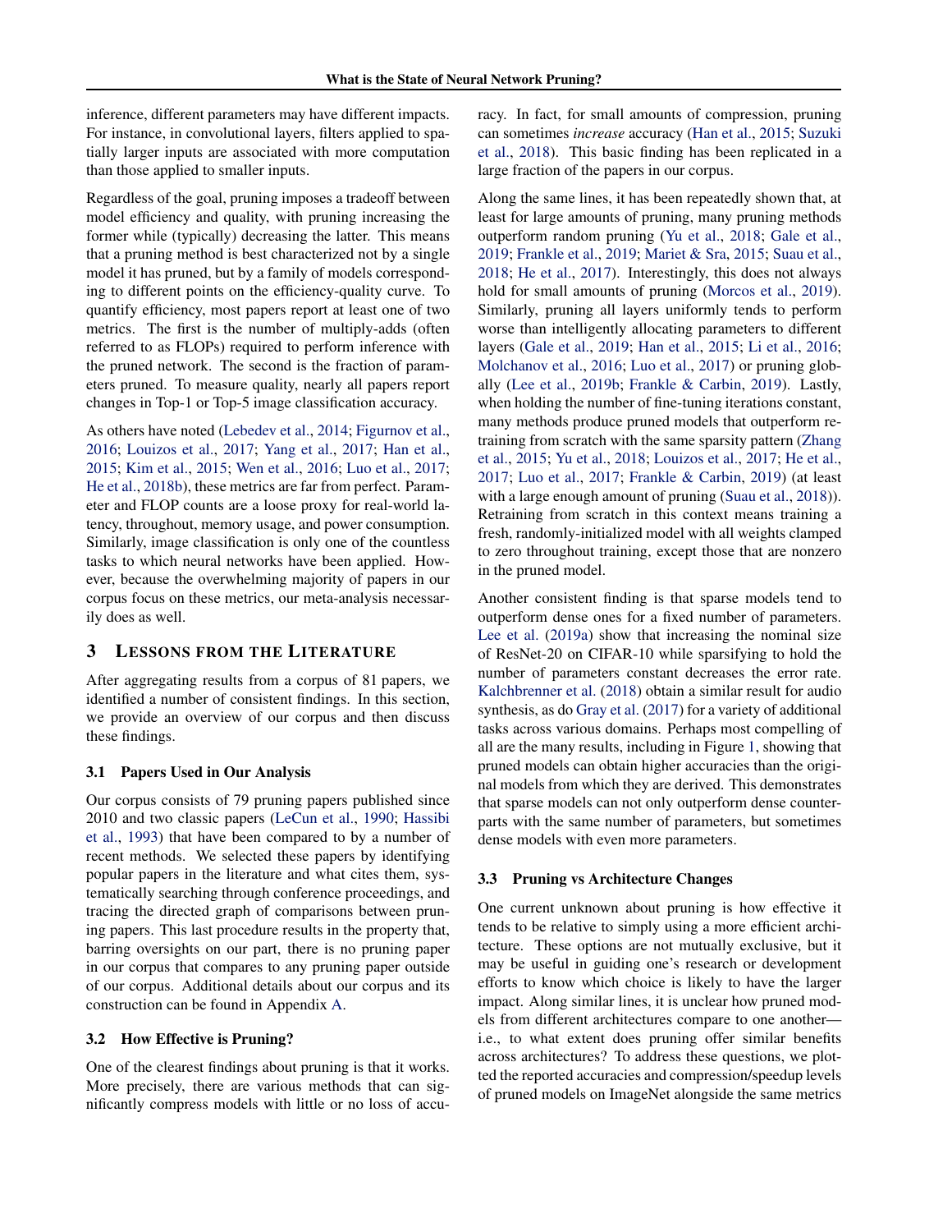inference, different parameters may have different impacts. For instance, in convolutional layers, filters applied to spatially larger inputs are associated with more computation than those applied to smaller inputs.

Regardless of the goal, pruning imposes a tradeoff between model efficiency and quality, with pruning increasing the former while (typically) decreasing the latter. This means that a pruning method is best characterized not by a single model it has pruned, but by a family of models corresponding to different points on the efficiency-quality curve. To quantify efficiency, most papers report at least one of two metrics. The first is the number of multiply-adds (often referred to as FLOPs) required to perform inference with the pruned network. The second is the fraction of parameters pruned. To measure quality, nearly all papers report changes in Top-1 or Top-5 image classification accuracy.

As others have noted (Lebedev et al., 2014; Figurnov et al., 2016; Louizos et al., 2017; Yang et al., 2017; Han et al., 2015; Kim et al., 2015; Wen et al., 2016; Luo et al., 2017; He et al., 2018b), these metrics are far from perfect. Parameter and FLOP counts are a loose proxy for real-world latency, throughout, memory usage, and power consumption. Similarly, image classification is only one of the countless tasks to which neural networks have been applied. However, because the overwhelming majority of papers in our corpus focus on these metrics, our meta-analysis necessarily does as well.

## 3 Lessons from the Literature

After aggregating results from a corpus of 81 papers, we identified a number of consistent findings. In this section, we provide an overview of our corpus and then discuss these findings.

### 3.1 Papers Used in Our Analysis

Our corpus consists of 79 pruning papers published since 2010 and two classic papers (LeCun et al., 1990; Hassibi et al., 1993) that have been compared to by a number of recent methods. We selected these papers by identifying popular papers in the literature and what cites them, systematically searching through conference proceedings, and tracing the directed graph of comparisons between pruning papers. This last procedure results in the property that, barring oversights on our part, there is no pruning paper in our corpus that compares to any pruning paper outside of our corpus. Additional details about our corpus and its construction can be found in Appendix A.

### 3.2 How Effective is Pruning?

One of the clearest findings about pruning is that it works. More precisely, there are various methods that can significantly compress models with little or no loss of accuracy. In fact, for small amounts of compression, pruning can sometimes *increase* accuracy (Han et al., 2015; Suzuki et al., 2018). This basic finding has been replicated in a large fraction of the papers in our corpus.

Along the same lines, it has been repeatedly shown that, at least for large amounts of pruning, many pruning methods outperform random pruning (Yu et al., 2018; Gale et al., 2019; Frankle et al., 2019; Mariet & Sra, 2015; Suau et al., 2018; He et al., 2017). Interestingly, this does not always hold for small amounts of pruning (Morcos et al., 2019). Similarly, pruning all layers uniformly tends to perform worse than intelligently allocating parameters to different layers (Gale et al., 2019; Han et al., 2015; Li et al., 2016; Molchanov et al., 2016; Luo et al., 2017) or pruning globally (Lee et al., 2019b; Frankle & Carbin, 2019). Lastly, when holding the number of fine-tuning iterations constant, many methods produce pruned models that outperform retraining from scratch with the same sparsity pattern (Zhang et al., 2015; Yu et al., 2018; Louizos et al., 2017; He et al., 2017; Luo et al., 2017; Frankle & Carbin, 2019) (at least with a large enough amount of pruning (Suau et al., 2018)). Retraining from scratch in this context means training a fresh, randomly-initialized model with all weights clamped to zero throughout training, except those that are nonzero in the pruned model.

Another consistent finding is that sparse models tend to outperform dense ones for a fixed number of parameters. Lee et al. (2019a) show that increasing the nominal size of ResNet-20 on CIFAR-10 while sparsifying to hold the number of parameters constant decreases the error rate. Kalchbrenner et al. (2018) obtain a similar result for audio synthesis, as do Gray et al. (2017) for a variety of additional tasks across various domains. Perhaps most compelling of all are the many results, including in Figure 1, showing that pruned models can obtain higher accuracies than the original models from which they are derived. This demonstrates that sparse models can not only outperform dense counterparts with the same number of parameters, but sometimes dense models with even more parameters.

### 3.3 Pruning vs Architecture Changes

One current unknown about pruning is how effective it tends to be relative to simply using a more efficient architecture. These options are not mutually exclusive, but it may be useful in guiding one's research or development efforts to know which choice is likely to have the larger impact. Along similar lines, it is unclear how pruned models from different architectures compare to one another—i.e., to what extent does pruning offer similar benefits across architectures? To address these questions, we plotted the reported accuracies and compression/speedup levels of pruned models on ImageNet alongside the same metrics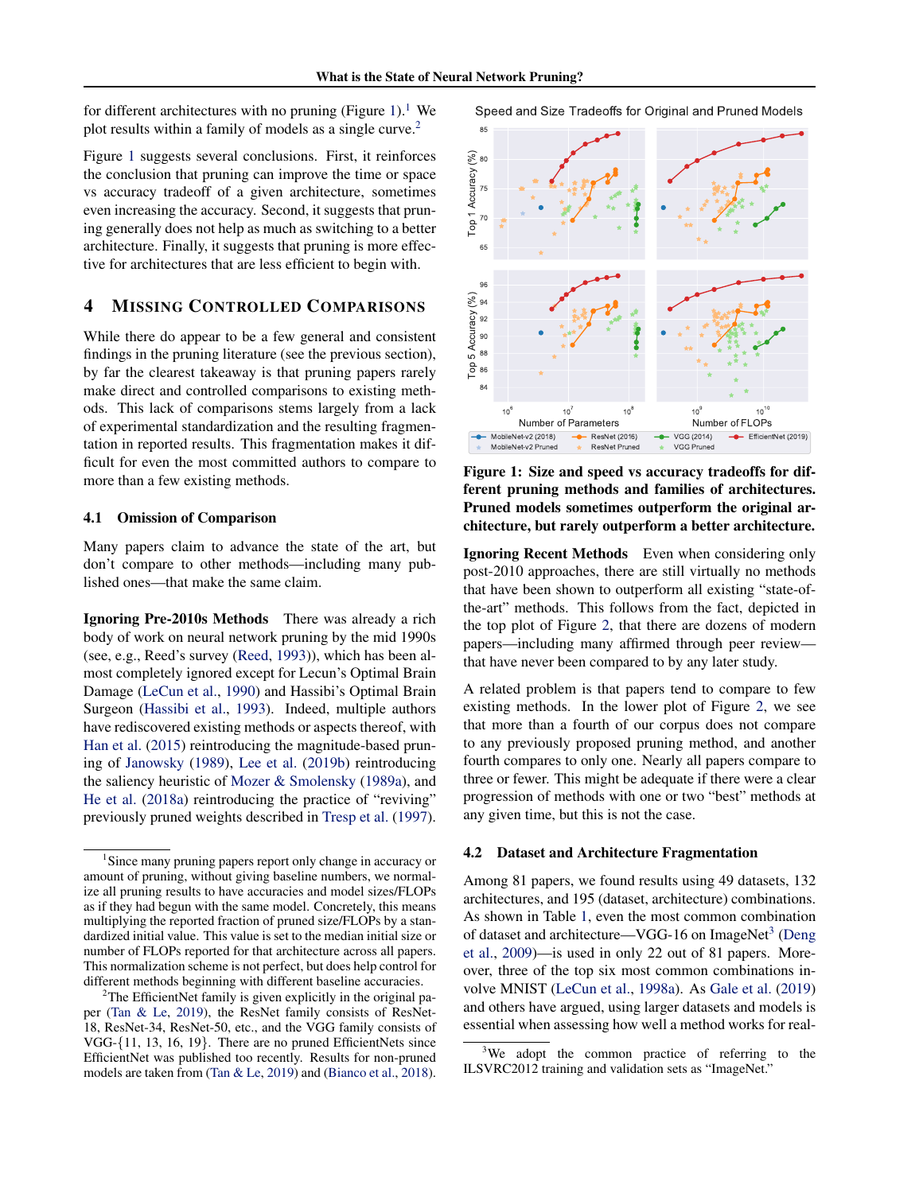for different architectures with no pruning (Figure 1).[1] We plot results within a family of models as a single curve.[2]

Figure 1 suggests several conclusions. First, it reinforces the conclusion that pruning can improve the time or space vs accuracy tradeoff of a given architecture, sometimes even increasing the accuracy. Second, it suggests that pruning generally does not help as much as switching to a better architecture. Finally, it suggests that pruning is more effective for architectures that are less efficient to begin with.

## 4 Missing Controlled Comparisons

While there do appear to be a few general and consistent findings in the pruning literature (see the previous section), by far the clearest takeaway is that pruning papers rarely make direct and controlled comparisons to existing methods. This lack of comparisons stems largely from a lack of experimental standardization and the resulting fragmentation in reported results. This fragmentation makes it difficult for even the most committed authors to compare to more than a few existing methods.

### 4.1 Omission of Comparison

Many papers claim to advance the state of the art, but don't compare to other methods—including many published ones—that make the same claim.

**Ignoring Pre-2010s Methods** There was already a rich body of work on neural network pruning by the mid 1990s (see, e.g., Reed's survey (Reed, 1993)), which has been almost completely ignored except for Lecun's Optimal Brain Damage (LeCun et al., 1990) and Hassibi's Optimal Brain Surgeon (Hassibi et al., 1993). Indeed, multiple authors have rediscovered existing methods or aspects thereof, with Han et al. (2015) reintroducing the magnitude-based pruning of Janowsky (1989), Lee et al. (2019b) reintroducing the saliency heuristic of Mozer & Smolensky (1989a), and He et al. (2018a) reintroducing the practice of "reviving" previously pruned weights described in Tresp et al. (1997).

[1] Since many pruning papers report only change in accuracy or amount of pruning, without giving baseline numbers, we normalize all pruning results to have accuracies and model sizes/FLOPs as if they had begun with the same model. Concretely, this means multiplying the reported fraction of pruned size/FLOPs by a standardized initial value. This value is set to the median initial size or number of FLOPs reported for that architecture across all papers. This normalization scheme is not perfect, but does help control for different methods beginning with different baseline accuracies.

[2] The EfficientNet family is given explicitly in the original paper (Tan & Le, 2019), the ResNet family consists of ResNet-18, ResNet-34, ResNet-50, etc., and the VGG family consists of VGG-{11, 13, 16, 19}. There are no pruned EfficientNets since EfficientNet was published too recently. Results for non-pruned models are taken from (Tan & Le, 2019) and (Bianco et al., 2018).

**Figure 1: Size and speed vs accuracy tradeoffs for different pruning methods and families of architectures. Pruned models sometimes outperform the original architecture, but rarely outperform a better architecture.**

**Ignoring Recent Methods** Even when considering only post-2010 approaches, there are still virtually no methods that have been shown to outperform all existing "state-of-the-art" methods. This follows from the fact, depicted in the top plot of Figure 2, that there are dozens of modern papers—including many affirmed through peer review—that have never been compared to by any later study.

A related problem is that papers tend to compare to few existing methods. In the lower plot of Figure 2, we see that more than a fourth of our corpus does not compare to any previously proposed pruning method, and another fourth compares to only one. Nearly all papers compare to three or fewer. This might be adequate if there were a clear progression of methods with one or two "best" methods at any given time, but this is not the case.

### 4.2 Dataset and Architecture Fragmentation

Among 81 papers, we found results using 49 datasets, 132 architectures, and 195 (dataset, architecture) combinations. As shown in Table 1, even the most common combination of dataset and architecture—VGG-16 on ImageNet[3] (Deng et al., 2009)—is used in only 22 out of 81 papers. Moreover, three of the top six most common combinations involve MNIST (LeCun et al., 1998a). As Gale et al. (2019) and others have argued, using larger datasets and models is essential when assessing how well a method works for real-

[3] We adopt the common practice of referring to the ILSVRC2012 training and validation sets as "ImageNet."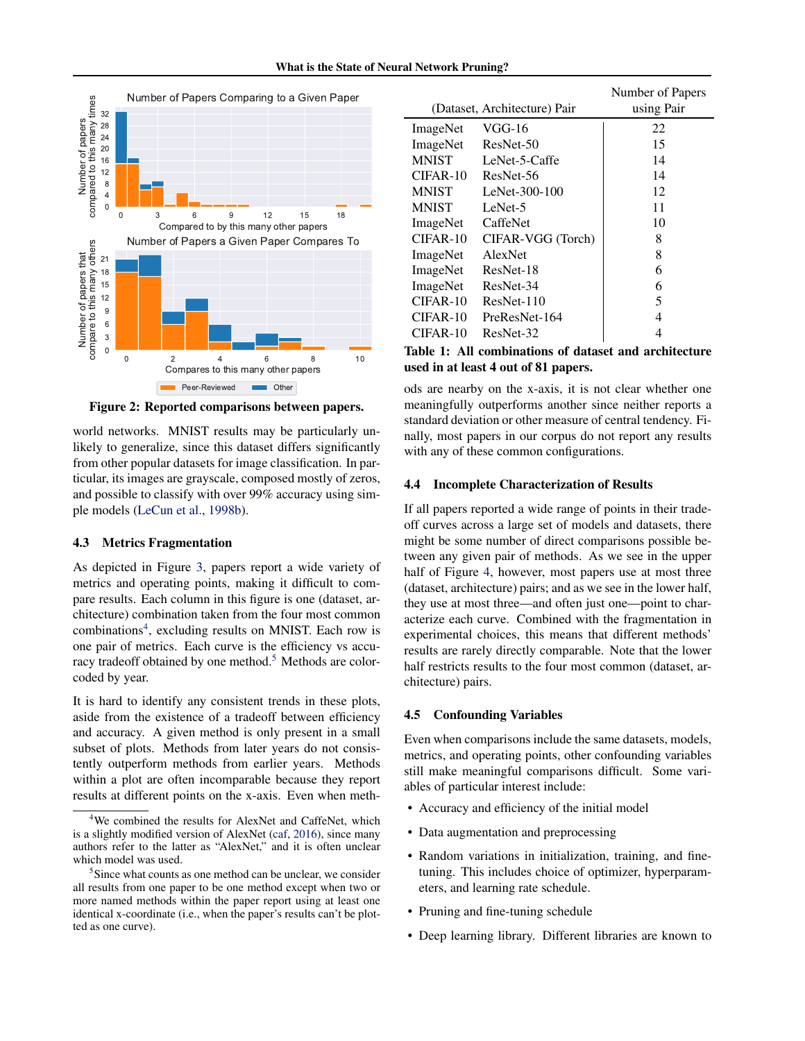Figure 2: Reported comparisons between papers.

world networks. MNIST results may be particularly unlikely to generalize, since this dataset differs significantly from other popular datasets for image classification. In particular, its images are grayscale, composed mostly of zeros, and possible to classify with over 99% accuracy using simple models (LeCun et al., 1998b).

### 4.3 Metrics Fragmentation

As depicted in Figure 3, papers report a wide variety of metrics and operating points, making it difficult to compare results. Each column in this figure is one (dataset, architecture) combination taken from the four most common combinations[4], excluding results on MNIST. Each row is one pair of metrics. Each curve is the efficiency vs accuracy tradeoff obtained by one method.[5] Methods are color-coded by year.

It is hard to identify any consistent trends in these plots, aside from the existence of a tradeoff between efficiency and accuracy. A given method is only present in a small subset of plots. Methods from later years do not consistently outperform methods from earlier years. Methods within a plot are often incomparable because they report results at different points on the x-axis. Even when methods are nearby on the x-axis, it is not clear whether one meaningfully outperforms another since neither reports a standard deviation or other measure of central tendency. Finally, most papers in our corpus do not report any results with any of these common configurations.

| (Dataset, Architecture) Pair | | Number of Papers using Pair |
|---|---|---|
| ImageNet | VGG-16 | 22 |
| ImageNet | ResNet-50 | 15 |
| MNIST | LeNet-5-Caffe | 14 |
| CIFAR-10 | ResNet-56 | 14 |
| MNIST | LeNet-300-100 | 12 |
| MNIST | LeNet-5 | 11 |
| ImageNet | CaffeNet | 10 |
| CIFAR-10 | CIFAR-VGG (Torch) | 8 |
| ImageNet | AlexNet | 8 |
| ImageNet | ResNet-18 | 6 |
| ImageNet | ResNet-34 | 6 |
| CIFAR-10 | ResNet-110 | 5 |
| CIFAR-10 | PreResNet-164 | 4 |
| CIFAR-10 | ResNet-32 | 4 |

**Table 1: All combinations of dataset and architecture used in at least 4 out of 81 papers.**

### 4.4 Incomplete Characterization of Results

If all papers reported a wide range of points in their tradeoff curves across a large set of models and datasets, there might be some number of direct comparisons possible between any given pair of methods. As we see in the upper half of Figure 4, however, most papers use at most three (dataset, architecture) pairs; and as we see in the lower half, they use at most three—and often just one—point to characterize each curve. Combined with the fragmentation in experimental choices, this means that different methods' results are rarely directly comparable. Note that the lower half restricts results to the four most common (dataset, architecture) pairs.

### 4.5 Confounding Variables

Even when comparisons include the same datasets, models, metrics, and operating points, other confounding variables still make meaningful comparisons difficult. Some variables of particular interest include:

- Accuracy and efficiency of the initial model
- Data augmentation and preprocessing
- Random variations in initialization, training, and fine-tuning. This includes choice of optimizer, hyperparameters, and learning rate schedule.
- Pruning and fine-tuning schedule
- Deep learning library. Different libraries are known to

[4] We combined the results for AlexNet and CaffeNet, which is a slightly modified version of AlexNet (caf, 2016), since many authors refer to the latter as "AlexNet," and it is often unclear which model was used.

[5] Since what counts as one method can be unclear, we consider all results from one paper to be one method except when two or more named methods within the paper report using at least one identical x-coordinate (i.e., when the paper's results can't be plotted as one curve).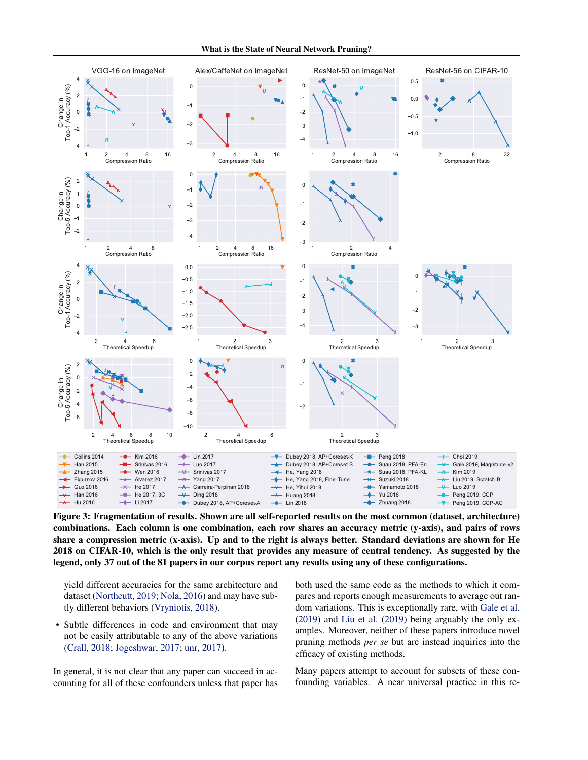**Figure 3: Fragmentation of results. Shown are all self-reported results on the most common (dataset, architecture) combinations. Each column is one combination, each row shares an accuracy metric (y-axis), and pairs of rows share a compression metric (x-axis). Up and to the right is always better. Standard deviations are shown for He 2018 on CIFAR-10, which is the only result that provides any measure of central tendency. As suggested by the legend, only 37 out of the 81 papers in our corpus report any results using any of these configurations.**

yield different accuracies for the same architecture and dataset (Northcutt, 2019; Nola, 2016) and may have subtly different behaviors (Vryniotis, 2018).

- Subtle differences in code and environment that may not be easily attributable to any of the above variations (Crall, 2018; Jogeshwar, 2017; unr, 2017).

In general, it is not clear that any paper can succeed in accounting for all of these confounders unless that paper has both used the same code as the methods to which it compares and reports enough measurements to average out random variations. This is exceptionally rare, with Gale et al. (2019) and Liu et al. (2019) being arguably the only examples. Moreover, neither of these papers introduce novel pruning methods *per se* but are instead inquiries into the efficacy of existing methods.

Many papers attempt to account for subsets of these confounding variables. A near universal practice in this re-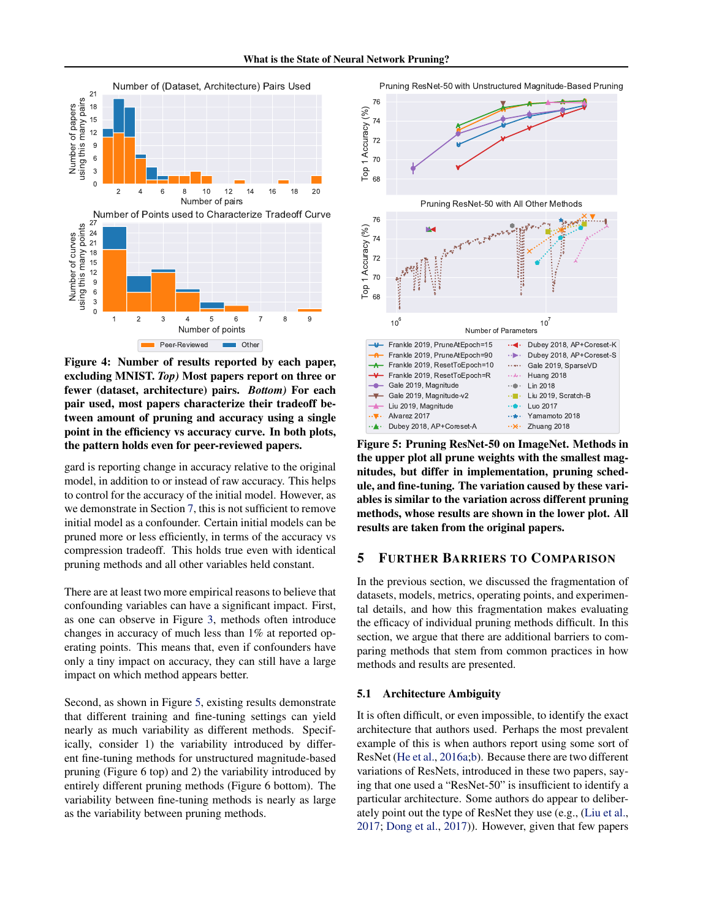**Figure 4: Number of results reported by each paper, excluding MNIST.** ***Top)*** **Most papers report on three or fewer (dataset, architecture) pairs.** ***Bottom)*** **For each pair used, most papers characterize their tradeoff between amount of pruning and accuracy using a single point in the efficiency vs accuracy curve. In both plots, the pattern holds even for peer-reviewed papers.**

gard is reporting change in accuracy relative to the original model, in addition to or instead of raw accuracy. This helps to control for the accuracy of the initial model. However, as we demonstrate in Section 7, this is not sufficient to remove initial model as a confounder. Certain initial models can be pruned more or less efficiently, in terms of the accuracy vs compression tradeoff. This holds true even with identical pruning methods and all other variables held constant.

There are at least two more empirical reasons to believe that confounding variables can have a significant impact. First, as one can observe in Figure 3, methods often introduce changes in accuracy of much less than 1% at reported operating points. This means that, even if confounders have only a tiny impact on accuracy, they can still have a large impact on which method appears better.

Second, as shown in Figure 5, existing results demonstrate that different training and fine-tuning settings can yield nearly as much variability as different methods. Specifically, consider 1) the variability introduced by different fine-tuning methods for unstructured magnitude-based pruning (Figure 6 top) and 2) the variability introduced by entirely different pruning methods (Figure 6 bottom). The variability between fine-tuning methods is nearly as large as the variability between pruning methods.

**Figure 5: Pruning ResNet-50 on ImageNet. Methods in the upper plot all prune weights with the smallest magnitudes, but differ in implementation, pruning schedule, and fine-tuning. The variation caused by these variables is similar to the variation across different pruning methods, whose results are shown in the lower plot. All results are taken from the original papers.**

## 5 Further Barriers to Comparison

In the previous section, we discussed the fragmentation of datasets, models, metrics, operating points, and experimental details, and how this fragmentation makes evaluating the efficacy of individual pruning methods difficult. In this section, we argue that there are additional barriers to comparing methods that stem from common practices in how methods and results are presented.

### 5.1 Architecture Ambiguity

It is often difficult, or even impossible, to identify the exact architecture that authors used. Perhaps the most prevalent example of this is when authors report using some sort of ResNet (He et al., 2016a;b). Because there are two different variations of ResNets, introduced in these two papers, saying that one used a "ResNet-50" is insufficient to identify a particular architecture. Some authors do appear to deliberately point out the type of ResNet they use (e.g., (Liu et al., 2017; Dong et al., 2017)). However, given that few papers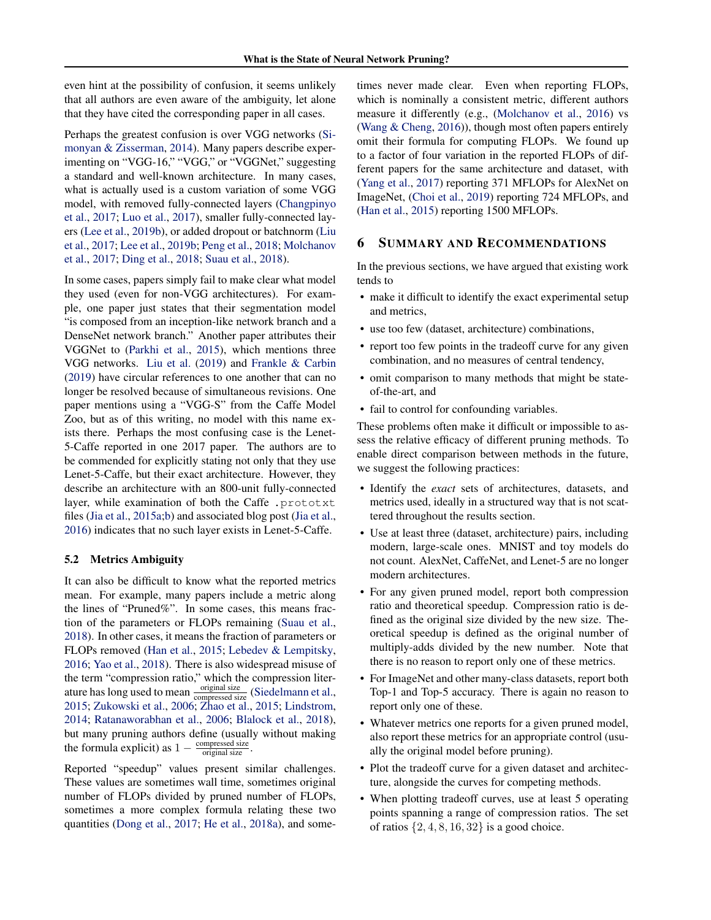even hint at the possibility of confusion, it seems unlikely that all authors are even aware of the ambiguity, let alone that they have cited the corresponding paper in all cases.

Perhaps the greatest confusion is over VGG networks (Simonyan & Zisserman, 2014). Many papers describe experimenting on "VGG-16," "VGG," or "VGGNet," suggesting a standard and well-known architecture. In many cases, what is actually used is a custom variation of some VGG model, with removed fully-connected layers (Changpinyo et al., 2017; Luo et al., 2017), smaller fully-connected layers (Lee et al., 2019b), or added dropout or batchnorm (Liu et al., 2017; Lee et al., 2019b; Peng et al., 2018; Molchanov et al., 2017; Ding et al., 2018; Suau et al., 2018).

In some cases, papers simply fail to make clear what model they used (even for non-VGG architectures). For example, one paper just states that their segmentation model "is composed from an inception-like network branch and a DenseNet network branch." Another paper attributes their VGGNet to (Parkhi et al., 2015), which mentions three VGG networks. Liu et al. (2019) and Frankle & Carbin (2019) have circular references to one another that can no longer be resolved because of simultaneous revisions. One paper mentions using a "VGG-S" from the Caffe Model Zoo, but as of this writing, no model with this name exists there. Perhaps the most confusing case is the Lenet-5-Caffe reported in one 2017 paper. The authors are to be commended for explicitly stating not only that they use Lenet-5-Caffe, but their exact architecture. However, they describe an architecture with an 800-unit fully-connected layer, while examination of both the Caffe `.prototxt` files (Jia et al., 2015a;b) and associated blog post (Jia et al., 2016) indicates that no such layer exists in Lenet-5-Caffe.

### 5.2 Metrics Ambiguity

It can also be difficult to know what the reported metrics mean. For example, many papers include a metric along the lines of "Pruned%". In some cases, this means fraction of the parameters or FLOPs remaining (Suau et al., 2018). In other cases, it means the fraction of parameters or FLOPs removed (Han et al., 2015; Lebedev & Lempitsky, 2016; Yao et al., 2018). There is also widespread misuse of the term "compression ratio," which the compression literature has long used to mean $\frac{\text{original size}}{\text{compressed size}}$ (Siedelmann et al., 2015; Zukowski et al., 2006; Zhao et al., 2015; Lindstrom, 2014; Ratanaworabhan et al., 2006; Blalock et al., 2018), but many pruning authors define (usually without making the formula explicit) as $1 - \frac{\text{compressed size}}{\text{original size}}$.

Reported "speedup" values present similar challenges. These values are sometimes wall time, sometimes original number of FLOPs divided by pruned number of FLOPs, sometimes a more complex formula relating these two quantities (Dong et al., 2017; He et al., 2018a), and sometimes never made clear. Even when reporting FLOPs, which is nominally a consistent metric, different authors measure it differently (e.g., (Molchanov et al., 2016) vs (Wang & Cheng, 2016)), though most often papers entirely omit their formula for computing FLOPs. We found up to a factor of four variation in the reported FLOPs of different papers for the same architecture and dataset, with (Yang et al., 2017) reporting 371 MFLOPs for AlexNet on ImageNet, (Choi et al., 2019) reporting 724 MFLOPs, and (Han et al., 2015) reporting 1500 MFLOPs.

## 6 Summary and Recommendations

In the previous sections, we have argued that existing work tends to

- make it difficult to identify the exact experimental setup and metrics,
- use too few (dataset, architecture) combinations,
- report too few points in the tradeoff curve for any given combination, and no measures of central tendency,
- omit comparison to many methods that might be state-of-the-art, and
- fail to control for confounding variables.

These problems often make it difficult or impossible to assess the relative efficacy of different pruning methods. To enable direct comparison between methods in the future, we suggest the following practices:

- Identify the *exact* sets of architectures, datasets, and metrics used, ideally in a structured way that is not scattered throughout the results section.
- Use at least three (dataset, architecture) pairs, including modern, large-scale ones. MNIST and toy models do not count. AlexNet, CaffeNet, and Lenet-5 are no longer modern architectures.
- For any given pruned model, report both compression ratio and theoretical speedup. Compression ratio is defined as the original size divided by the new size. Theoretical speedup is defined as the original number of multiply-adds divided by the new number. Note that there is no reason to report only one of these metrics.
- For ImageNet and other many-class datasets, report both Top-1 and Top-5 accuracy. There is again no reason to report only one of these.
- Whatever metrics one reports for a given pruned model, also report these metrics for an appropriate control (usually the original model before pruning).
- Plot the tradeoff curve for a given dataset and architecture, alongside the curves for competing methods.
- When plotting tradeoff curves, use at least 5 operating points spanning a range of compression ratios. The set of ratios $\{2, 4, 8, 16, 32\}$ is a good choice.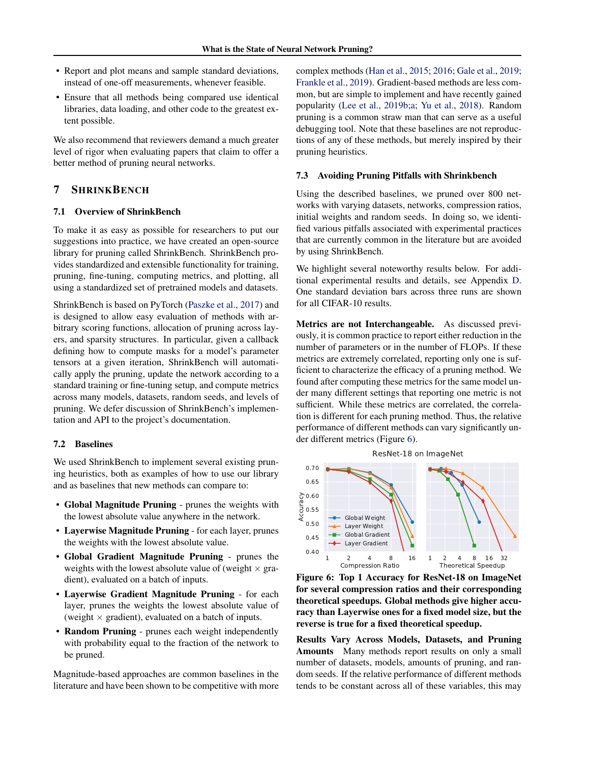- Report and plot means and sample standard deviations, instead of one-off measurements, whenever feasible.
- Ensure that all methods being compared use identical libraries, data loading, and other code to the greatest extent possible.

We also recommend that reviewers demand a much greater level of rigor when evaluating papers that claim to offer a better method of pruning neural networks.

## 7 SHRINKBENCH

### 7.1 Overview of ShrinkBench

To make it as easy as possible for researchers to put our suggestions into practice, we have created an open-source library for pruning called ShrinkBench. ShrinkBench provides standardized and extensible functionality for training, pruning, fine-tuning, computing metrics, and plotting, all using a standardized set of pretrained models and datasets.

ShrinkBench is based on PyTorch (Paszke et al., 2017) and is designed to allow easy evaluation of methods with arbitrary scoring functions, allocation of pruning across layers, and sparsity structures. In particular, given a callback defining how to compute masks for a model's parameter tensors at a given iteration, ShrinkBench will automatically apply the pruning, update the network according to a standard training or fine-tuning setup, and compute metrics across many models, datasets, random seeds, and levels of pruning. We defer discussion of ShrinkBench's implementation and API to the project's documentation.

### 7.2 Baselines

We used ShrinkBench to implement several existing pruning heuristics, both as examples of how to use our library and as baselines that new methods can compare to:

- **Global Magnitude Pruning** - prunes the weights with the lowest absolute value anywhere in the network.
- **Layerwise Magnitude Pruning** - for each layer, prunes the weights with the lowest absolute value.
- **Global Gradient Magnitude Pruning** - prunes the weights with the lowest absolute value of (weight × gradient), evaluated on a batch of inputs.
- **Layerwise Gradient Magnitude Pruning** - for each layer, prunes the weights the lowest absolute value of (weight × gradient), evaluated on a batch of inputs.
- **Random Pruning** - prunes each weight independently with probability equal to the fraction of the network to be pruned.

Magnitude-based approaches are common baselines in the literature and have been shown to be competitive with more complex methods (Han et al., 2015; 2016; Gale et al., 2019; Frankle et al., 2019). Gradient-based methods are less common, but are simple to implement and have recently gained popularity (Lee et al., 2019b;a; Yu et al., 2018). Random pruning is a common straw man that can serve as a useful debugging tool. Note that these baselines are not reproductions of any of these methods, but merely inspired by their pruning heuristics.

### 7.3 Avoiding Pruning Pitfalls with Shrinkbench

Using the described baselines, we pruned over 800 networks with varying datasets, networks, compression ratios, initial weights and random seeds. In doing so, we identified various pitfalls associated with experimental practices that are currently common in the literature but are avoided by using ShrinkBench.

We highlight several noteworthy results below. For additional experimental results and details, see Appendix D. One standard deviation bars across three runs are shown for all CIFAR-10 results.

**Metrics are not Interchangeable.** As discussed previously, it is common practice to report either reduction in the number of parameters or in the number of FLOPs. If these metrics are extremely correlated, reporting only one is sufficient to characterize the efficacy of a pruning method. We found after computing these metrics for the same model under many different settings that reporting one metric is not sufficient. While these metrics are correlated, the correlation is different for each pruning method. Thus, the relative performance of different methods can vary significantly under different metrics (Figure 6).

**Figure 6: Top 1 Accuracy for ResNet-18 on ImageNet for several compression ratios and their corresponding theoretical speedups. Global methods give higher accuracy than Layerwise ones for a fixed model size, but the reverse is true for a fixed theoretical speedup.**

**Results Vary Across Models, Datasets, and Pruning Amounts** Many methods report results on only a small number of datasets, models, amounts of pruning, and random seeds. If the relative performance of different methods tends to be constant across all of these variables, this may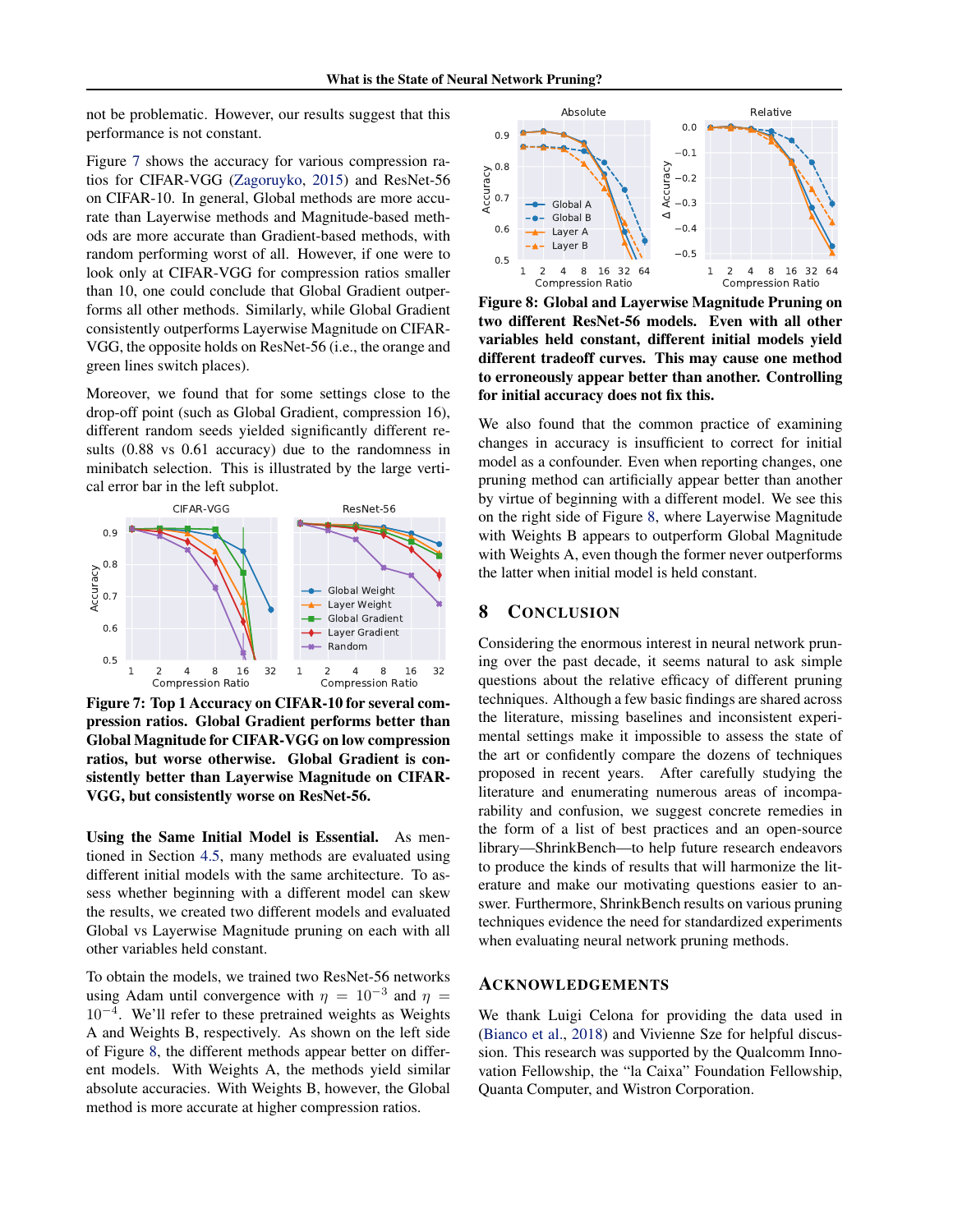not be problematic. However, our results suggest that this performance is not constant.

Figure 7 shows the accuracy for various compression ratios for CIFAR-VGG (Zagoruyko, 2015) and ResNet-56 on CIFAR-10. In general, Global methods are more accurate than Layerwise methods and Magnitude-based methods are more accurate than Gradient-based methods, with random performing worst of all. However, if one were to look only at CIFAR-VGG for compression ratios smaller than 10, one could conclude that Global Gradient outperforms all other methods. Similarly, while Global Gradient consistently outperforms Layerwise Magnitude on CIFAR-VGG, the opposite holds on ResNet-56 (i.e., the orange and green lines switch places).

Moreover, we found that for some settings close to the drop-off point (such as Global Gradient, compression 16), different random seeds yielded significantly different results (0.88 vs 0.61 accuracy) due to the randomness in minibatch selection. This is illustrated by the large vertical error bar in the left subplot.

**Figure 7: Top 1 Accuracy on CIFAR-10 for several compression ratios. Global Gradient performs better than Global Magnitude for CIFAR-VGG on low compression ratios, but worse otherwise. Global Gradient is consistently better than Layerwise Magnitude on CIFAR-VGG, but consistently worse on ResNet-56.**

**Using the Same Initial Model is Essential.** As mentioned in Section 4.5, many methods are evaluated using different initial models with the same architecture. To assess whether beginning with a different model can skew the results, we created two different models and evaluated Global vs Layerwise Magnitude pruning on each with all other variables held constant.

To obtain the models, we trained two ResNet-56 networks using Adam until convergence with $\eta = 10^{-3}$ and $\eta = 10^{-4}$. We'll refer to these pretrained weights as Weights A and Weights B, respectively. As shown on the left side of Figure 8, the different methods appear better on different models. With Weights A, the methods yield similar absolute accuracies. With Weights B, however, the Global method is more accurate at higher compression ratios.

**Figure 8: Global and Layerwise Magnitude Pruning on two different ResNet-56 models. Even with all other variables held constant, different initial models yield different tradeoff curves. This may cause one method to erroneously appear better than another. Controlling for initial accuracy does not fix this.**

We also found that the common practice of examining changes in accuracy is insufficient to correct for initial model as a confounder. Even when reporting changes, one pruning method can artificially appear better than another by virtue of beginning with a different model. We see this on the right side of Figure 8, where Layerwise Magnitude with Weights B appears to outperform Global Magnitude with Weights A, even though the former never outperforms the latter when initial model is held constant.

## 8 Conclusion

Considering the enormous interest in neural network pruning over the past decade, it seems natural to ask simple questions about the relative efficacy of different pruning techniques. Although a few basic findings are shared across the literature, missing baselines and inconsistent experimental settings make it impossible to assess the state of the art or confidently compare the dozens of techniques proposed in recent years. After carefully studying the literature and enumerating numerous areas of incomparability and confusion, we suggest concrete remedies in the form of a list of best practices and an open-source library—ShrinkBench—to help future research endeavors to produce the kinds of results that will harmonize the literature and make our motivating questions easier to answer. Furthermore, ShrinkBench results on various pruning techniques evidence the need for standardized experiments when evaluating neural network pruning methods.

## Acknowledgements

We thank Luigi Celona for providing the data used in (Bianco et al., 2018) and Vivienne Sze for helpful discussion. This research was supported by the Qualcomm Innovation Fellowship, the "la Caixa" Foundation Fellowship, Quanta Computer, and Wistron Corporation.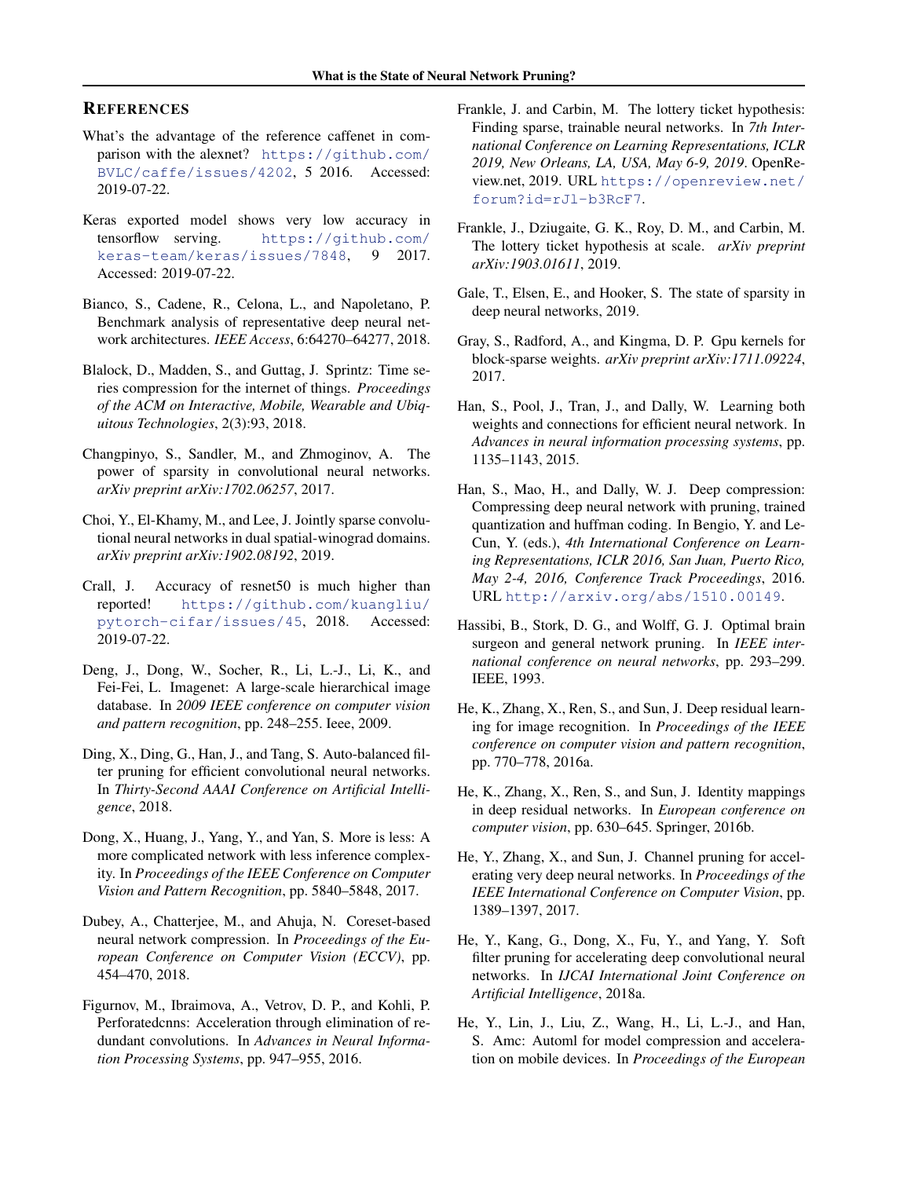## REFERENCES

What's the advantage of the reference caffenet in comparison with the alexnet? https://github.com/BVLC/caffe/issues/4202, 5 2016. Accessed: 2019-07-22.

Keras exported model shows very low accuracy in tensorflow serving. https://github.com/keras-team/keras/issues/7848, 9 2017. Accessed: 2019-07-22.

Bianco, S., Cadene, R., Celona, L., and Napoletano, P. Benchmark analysis of representative deep neural network architectures. *IEEE Access*, 6:64270–64277, 2018.

Blalock, D., Madden, S., and Guttag, J. Sprintz: Time series compression for the internet of things. *Proceedings of the ACM on Interactive, Mobile, Wearable and Ubiquitous Technologies*, 2(3):93, 2018.

Changpinyo, S., Sandler, M., and Zhmoginov, A. The power of sparsity in convolutional neural networks. *arXiv preprint arXiv:1702.06257*, 2017.

Choi, Y., El-Khamy, M., and Lee, J. Jointly sparse convolutional neural networks in dual spatial-winograd domains. *arXiv preprint arXiv:1902.08192*, 2019.

Crall, J. Accuracy of resnet50 is much higher than reported! https://github.com/kuangliu/pytorch-cifar/issues/45, 2018. Accessed: 2019-07-22.

Deng, J., Dong, W., Socher, R., Li, L.-J., Li, K., and Fei-Fei, L. Imagenet: A large-scale hierarchical image database. In *2009 IEEE conference on computer vision and pattern recognition*, pp. 248–255. Ieee, 2009.

Ding, X., Ding, G., Han, J., and Tang, S. Auto-balanced filter pruning for efficient convolutional neural networks. In *Thirty-Second AAAI Conference on Artificial Intelligence*, 2018.

Dong, X., Huang, J., Yang, Y., and Yan, S. More is less: A more complicated network with less inference complexity. In *Proceedings of the IEEE Conference on Computer Vision and Pattern Recognition*, pp. 5840–5848, 2017.

Dubey, A., Chatterjee, M., and Ahuja, N. Coreset-based neural network compression. In *Proceedings of the European Conference on Computer Vision (ECCV)*, pp. 454–470, 2018.

Figurnov, M., Ibraimova, A., Vetrov, D. P., and Kohli, P. Perforatedcnns: Acceleration through elimination of redundant convolutions. In *Advances in Neural Information Processing Systems*, pp. 947–955, 2016.

Frankle, J. and Carbin, M. The lottery ticket hypothesis: Finding sparse, trainable neural networks. In *7th International Conference on Learning Representations, ICLR 2019, New Orleans, LA, USA, May 6-9, 2019*. OpenReview.net, 2019. URL https://openreview.net/forum?id=rJl-b3RcF7.

Frankle, J., Dziugaite, G. K., Roy, D. M., and Carbin, M. The lottery ticket hypothesis at scale. *arXiv preprint arXiv:1903.01611*, 2019.

Gale, T., Elsen, E., and Hooker, S. The state of sparsity in deep neural networks, 2019.

Gray, S., Radford, A., and Kingma, D. P. Gpu kernels for block-sparse weights. *arXiv preprint arXiv:1711.09224*, 2017.

Han, S., Pool, J., Tran, J., and Dally, W. Learning both weights and connections for efficient neural network. In *Advances in neural information processing systems*, pp. 1135–1143, 2015.

Han, S., Mao, H., and Dally, W. J. Deep compression: Compressing deep neural network with pruning, trained quantization and huffman coding. In Bengio, Y. and LeCun, Y. (eds.), *4th International Conference on Learning Representations, ICLR 2016, San Juan, Puerto Rico, May 2-4, 2016, Conference Track Proceedings*, 2016. URL http://arxiv.org/abs/1510.00149.

Hassibi, B., Stork, D. G., and Wolff, G. J. Optimal brain surgeon and general network pruning. In *IEEE international conference on neural networks*, pp. 293–299. IEEE, 1993.

He, K., Zhang, X., Ren, S., and Sun, J. Deep residual learning for image recognition. In *Proceedings of the IEEE conference on computer vision and pattern recognition*, pp. 770–778, 2016a.

He, K., Zhang, X., Ren, S., and Sun, J. Identity mappings in deep residual networks. In *European conference on computer vision*, pp. 630–645. Springer, 2016b.

He, Y., Zhang, X., and Sun, J. Channel pruning for accelerating very deep neural networks. In *Proceedings of the IEEE International Conference on Computer Vision*, pp. 1389–1397, 2017.

He, Y., Kang, G., Dong, X., Fu, Y., and Yang, Y. Soft filter pruning for accelerating deep convolutional neural networks. In *IJCAI International Joint Conference on Artificial Intelligence*, 2018a.

He, Y., Lin, J., Liu, Z., Wang, H., Li, L.-J., and Han, S. Amc: Automl for model compression and acceleration on mobile devices. In *Proceedings of the European*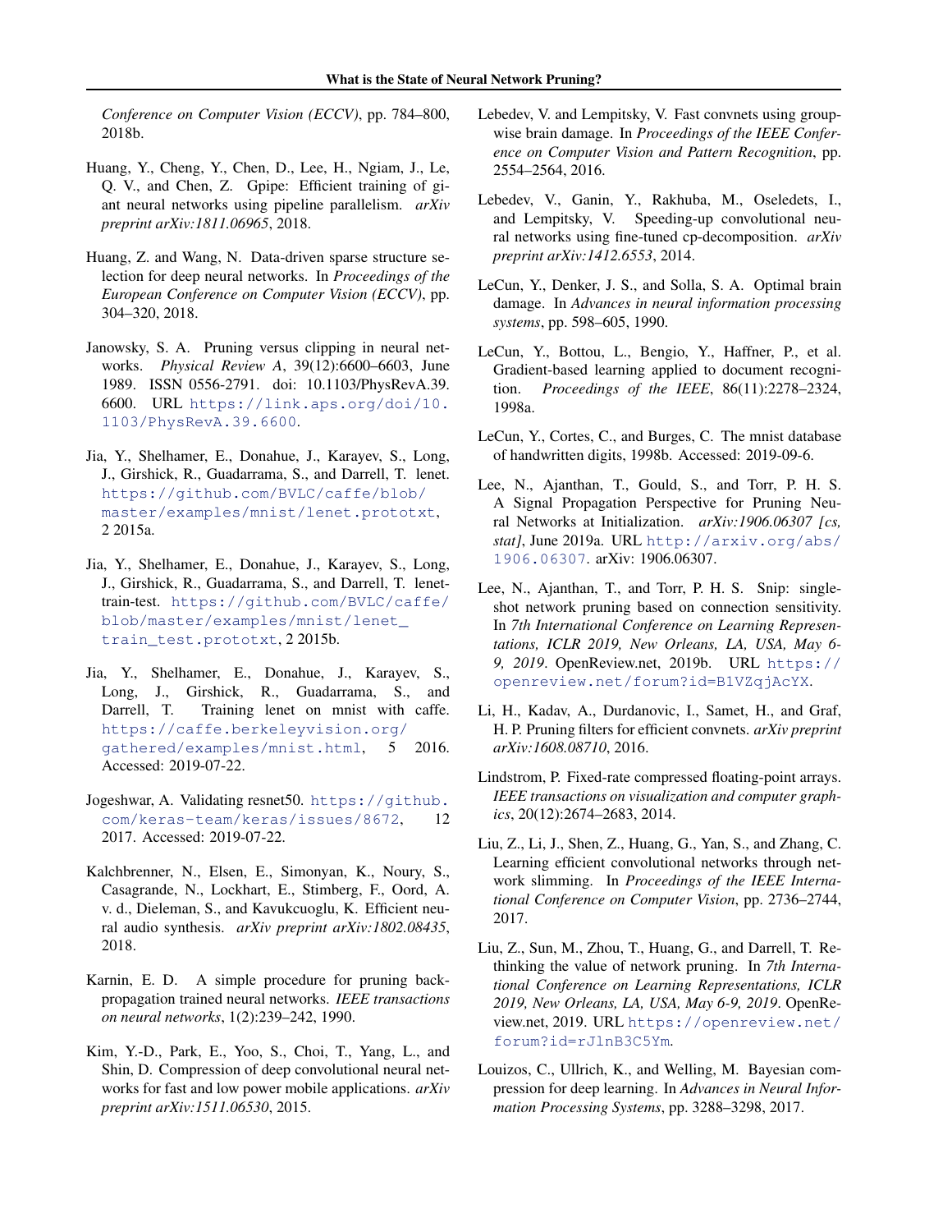*Conference on Computer Vision (ECCV)*, pp. 784–800, 2018b.

Huang, Y., Cheng, Y., Chen, D., Lee, H., Ngiam, J., Le, Q. V., and Chen, Z. Gpipe: Efficient training of giant neural networks using pipeline parallelism. *arXiv preprint arXiv:1811.06965*, 2018.

Huang, Z. and Wang, N. Data-driven sparse structure selection for deep neural networks. In *Proceedings of the European Conference on Computer Vision (ECCV)*, pp. 304–320, 2018.

Janowsky, S. A. Pruning versus clipping in neural networks. *Physical Review A*, 39(12):6600–6603, June 1989. ISSN 0556-2791. doi: 10.1103/PhysRevA.39.6600. URL https://link.aps.org/doi/10.1103/PhysRevA.39.6600.

Jia, Y., Shelhamer, E., Donahue, J., Karayev, S., Long, J., Girshick, R., Guadarrama, S., and Darrell, T. lenet. https://github.com/BVLC/caffe/blob/master/examples/mnist/lenet.prototxt, 2 2015a.

Jia, Y., Shelhamer, E., Donahue, J., Karayev, S., Long, J., Girshick, R., Guadarrama, S., and Darrell, T. lenet-train-test. https://github.com/BVLC/caffe/blob/master/examples/mnist/lenet_train_test.prototxt, 2 2015b.

Jia, Y., Shelhamer, E., Donahue, J., Karayev, S., Long, J., Girshick, R., Guadarrama, S., and Darrell, T. Training lenet on mnist with caffe. https://caffe.berkeleyvision.org/gathered/examples/mnist.html, 5 2016. Accessed: 2019-07-22.

Jogeshwar, A. Validating resnet50. https://github.com/keras-team/keras/issues/8672, 12 2017. Accessed: 2019-07-22.

Kalchbrenner, N., Elsen, E., Simonyan, K., Noury, S., Casagrande, N., Lockhart, E., Stimberg, F., Oord, A. v. d., Dieleman, S., and Kavukcuoglu, K. Efficient neural audio synthesis. *arXiv preprint arXiv:1802.08435*, 2018.

Karnin, E. D. A simple procedure for pruning back-propagation trained neural networks. *IEEE transactions on neural networks*, 1(2):239–242, 1990.

Kim, Y.-D., Park, E., Yoo, S., Choi, T., Yang, L., and Shin, D. Compression of deep convolutional neural networks for fast and low power mobile applications. *arXiv preprint arXiv:1511.06530*, 2015.

Lebedev, V. and Lempitsky, V. Fast convnets using group-wise brain damage. In *Proceedings of the IEEE Conference on Computer Vision and Pattern Recognition*, pp. 2554–2564, 2016.

Lebedev, V., Ganin, Y., Rakhuba, M., Oseledets, I., and Lempitsky, V. Speeding-up convolutional neural networks using fine-tuned cp-decomposition. *arXiv preprint arXiv:1412.6553*, 2014.

LeCun, Y., Denker, J. S., and Solla, S. A. Optimal brain damage. In *Advances in neural information processing systems*, pp. 598–605, 1990.

LeCun, Y., Bottou, L., Bengio, Y., Haffner, P., et al. Gradient-based learning applied to document recognition. *Proceedings of the IEEE*, 86(11):2278–2324, 1998a.

LeCun, Y., Cortes, C., and Burges, C. The mnist database of handwritten digits, 1998b. Accessed: 2019-09-6.

Lee, N., Ajanthan, T., Gould, S., and Torr, P. H. S. A Signal Propagation Perspective for Pruning Neural Networks at Initialization. *arXiv:1906.06307 [cs, stat]*, June 2019a. URL http://arxiv.org/abs/1906.06307. arXiv: 1906.06307.

Lee, N., Ajanthan, T., and Torr, P. H. S. Snip: single-shot network pruning based on connection sensitivity. In *7th International Conference on Learning Representations, ICLR 2019, New Orleans, LA, USA, May 6-9, 2019*. OpenReview.net, 2019b. URL https://openreview.net/forum?id=B1VZqjAcYX.

Li, H., Kadav, A., Durdanovic, I., Samet, H., and Graf, H. P. Pruning filters for efficient convnets. *arXiv preprint arXiv:1608.08710*, 2016.

Lindstrom, P. Fixed-rate compressed floating-point arrays. *IEEE transactions on visualization and computer graphics*, 20(12):2674–2683, 2014.

Liu, Z., Li, J., Shen, Z., Huang, G., Yan, S., and Zhang, C. Learning efficient convolutional networks through network slimming. In *Proceedings of the IEEE International Conference on Computer Vision*, pp. 2736–2744, 2017.

Liu, Z., Sun, M., Zhou, T., Huang, G., and Darrell, T. Rethinking the value of network pruning. In *7th International Conference on Learning Representations, ICLR 2019, New Orleans, LA, USA, May 6-9, 2019*. OpenReview.net, 2019. URL https://openreview.net/forum?id=rJlnB3C5Ym.

Louizos, C., Ullrich, K., and Welling, M. Bayesian compression for deep learning. In *Advances in Neural Information Processing Systems*, pp. 3288–3298, 2017.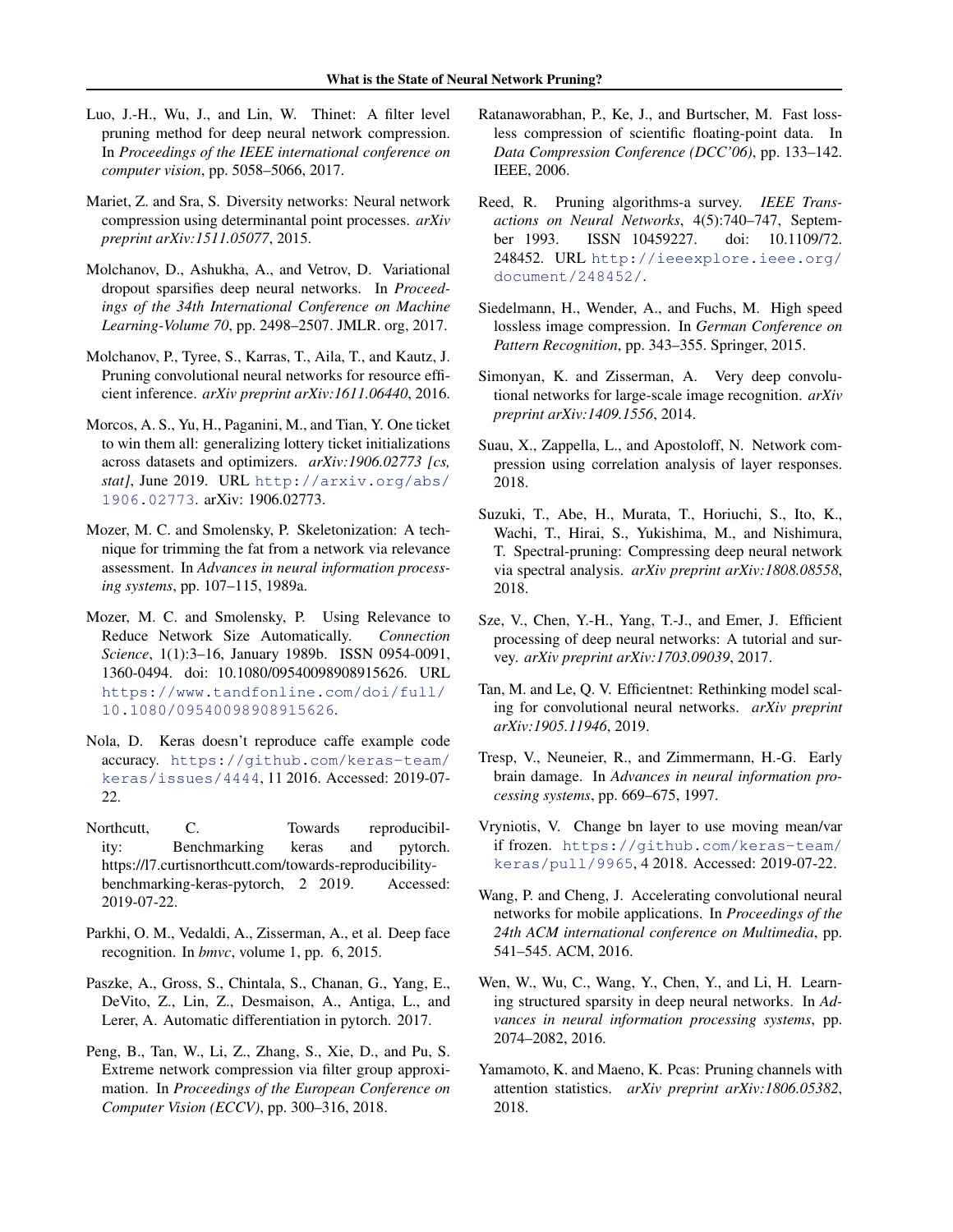Luo, J.-H., Wu, J., and Lin, W. Thinet: A filter level pruning method for deep neural network compression. In *Proceedings of the IEEE international conference on computer vision*, pp. 5058–5066, 2017.

Mariet, Z. and Sra, S. Diversity networks: Neural network compression using determinantal point processes. *arXiv preprint arXiv:1511.05077*, 2015.

Molchanov, D., Ashukha, A., and Vetrov, D. Variational dropout sparsifies deep neural networks. In *Proceedings of the 34th International Conference on Machine Learning-Volume 70*, pp. 2498–2507. JMLR. org, 2017.

Molchanov, P., Tyree, S., Karras, T., Aila, T., and Kautz, J. Pruning convolutional neural networks for resource efficient inference. *arXiv preprint arXiv:1611.06440*, 2016.

Morcos, A. S., Yu, H., Paganini, M., and Tian, Y. One ticket to win them all: generalizing lottery ticket initializations across datasets and optimizers. *arXiv:1906.02773 [cs, stat]*, June 2019. URL http://arxiv.org/abs/1906.02773. arXiv: 1906.02773.

Mozer, M. C. and Smolensky, P. Skeletonization: A technique for trimming the fat from a network via relevance assessment. In *Advances in neural information processing systems*, pp. 107–115, 1989a.

Mozer, M. C. and Smolensky, P. Using Relevance to Reduce Network Size Automatically. *Connection Science*, 1(1):3–16, January 1989b. ISSN 0954-0091, 1360-0494. doi: 10.1080/09540098908915626. URL https://www.tandfonline.com/doi/full/10.1080/09540098908915626.

Nola, D. Keras doesn't reproduce caffe example code accuracy. https://github.com/keras-team/keras/issues/4444, 11 2016. Accessed: 2019-07-22.

Northcutt, C. Towards reproducibility: Benchmarking keras and pytorch. https://l7.curtisnorthcutt.com/towards-reproducibility-benchmarking-keras-pytorch, 2 2019. Accessed: 2019-07-22.

Parkhi, O. M., Vedaldi, A., Zisserman, A., et al. Deep face recognition. In *bmvc*, volume 1, pp. 6, 2015.

Paszke, A., Gross, S., Chintala, S., Chanan, G., Yang, E., DeVito, Z., Lin, Z., Desmaison, A., Antiga, L., and Lerer, A. Automatic differentiation in pytorch. 2017.

Peng, B., Tan, W., Li, Z., Zhang, S., Xie, D., and Pu, S. Extreme network compression via filter group approximation. In *Proceedings of the European Conference on Computer Vision (ECCV)*, pp. 300–316, 2018.

Ratanaworabhan, P., Ke, J., and Burtscher, M. Fast lossless compression of scientific floating-point data. In *Data Compression Conference (DCC'06)*, pp. 133–142. IEEE, 2006.

Reed, R. Pruning algorithms-a survey. *IEEE Transactions on Neural Networks*, 4(5):740–747, September 1993. ISSN 10459227. doi: 10.1109/72.248452. URL http://ieeexplore.ieee.org/document/248452/.

Siedelmann, H., Wender, A., and Fuchs, M. High speed lossless image compression. In *German Conference on Pattern Recognition*, pp. 343–355. Springer, 2015.

Simonyan, K. and Zisserman, A. Very deep convolutional networks for large-scale image recognition. *arXiv preprint arXiv:1409.1556*, 2014.

Suau, X., Zappella, L., and Apostoloff, N. Network compression using correlation analysis of layer responses. 2018.

Suzuki, T., Abe, H., Murata, T., Horiuchi, S., Ito, K., Wachi, T., Hirai, S., Yukishima, M., and Nishimura, T. Spectral-pruning: Compressing deep neural network via spectral analysis. *arXiv preprint arXiv:1808.08558*, 2018.

Sze, V., Chen, Y.-H., Yang, T.-J., and Emer, J. Efficient processing of deep neural networks: A tutorial and survey. *arXiv preprint arXiv:1703.09039*, 2017.

Tan, M. and Le, Q. V. Efficientnet: Rethinking model scaling for convolutional neural networks. *arXiv preprint arXiv:1905.11946*, 2019.

Tresp, V., Neuneier, R., and Zimmermann, H.-G. Early brain damage. In *Advances in neural information processing systems*, pp. 669–675, 1997.

Vryniotis, V. Change bn layer to use moving mean/var if frozen. https://github.com/keras-team/keras/pull/9965, 4 2018. Accessed: 2019-07-22.

Wang, P. and Cheng, J. Accelerating convolutional neural networks for mobile applications. In *Proceedings of the 24th ACM international conference on Multimedia*, pp. 541–545. ACM, 2016.

Wen, W., Wu, C., Wang, Y., Chen, Y., and Li, H. Learning structured sparsity in deep neural networks. In *Advances in neural information processing systems*, pp. 2074–2082, 2016.

Yamamoto, K. and Maeno, K. Pcas: Pruning channels with attention statistics. *arXiv preprint arXiv:1806.05382*, 2018.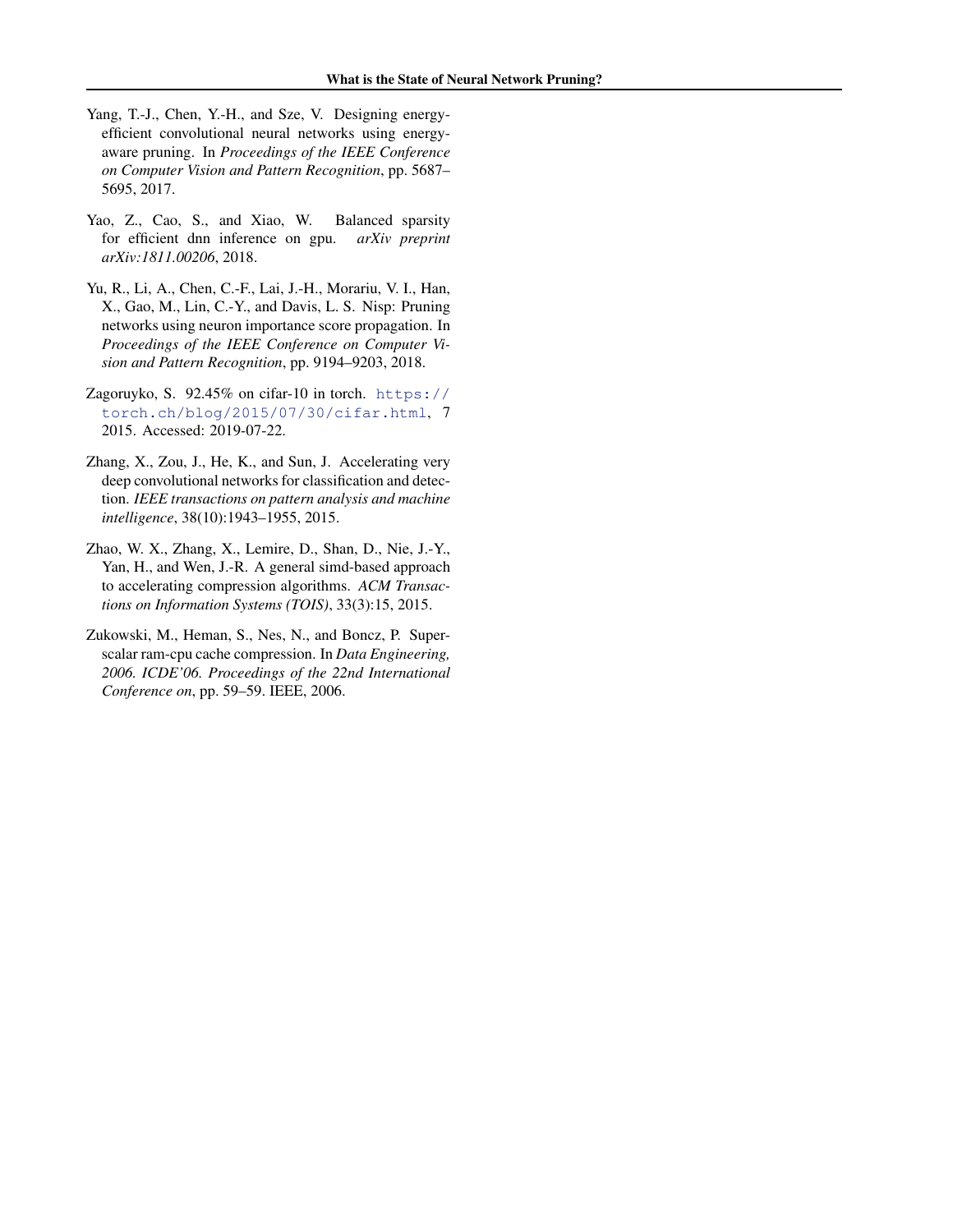Yang, T.-J., Chen, Y.-H., and Sze, V. Designing energy-efficient convolutional neural networks using energy-aware pruning. In *Proceedings of the IEEE Conference on Computer Vision and Pattern Recognition*, pp. 5687–5695, 2017.

Yao, Z., Cao, S., and Xiao, W. Balanced sparsity for efficient dnn inference on gpu. *arXiv preprint arXiv:1811.00206*, 2018.

Yu, R., Li, A., Chen, C.-F., Lai, J.-H., Morariu, V. I., Han, X., Gao, M., Lin, C.-Y., and Davis, L. S. Nisp: Pruning networks using neuron importance score propagation. In *Proceedings of the IEEE Conference on Computer Vision and Pattern Recognition*, pp. 9194–9203, 2018.

Zagoruyko, S. 92.45% on cifar-10 in torch. https://torch.ch/blog/2015/07/30/cifar.html, 7 2015. Accessed: 2019-07-22.

Zhang, X., Zou, J., He, K., and Sun, J. Accelerating very deep convolutional networks for classification and detection. *IEEE transactions on pattern analysis and machine intelligence*, 38(10):1943–1955, 2015.

Zhao, W. X., Zhang, X., Lemire, D., Shan, D., Nie, J.-Y., Yan, H., and Wen, J.-R. A general simd-based approach to accelerating compression algorithms. *ACM Transactions on Information Systems (TOIS)*, 33(3):15, 2015.

Zukowski, M., Heman, S., Nes, N., and Boncz, P. Super-scalar ram-cpu cache compression. In *Data Engineering, 2006. ICDE'06. Proceedings of the 22nd International Conference on*, pp. 59–59. IEEE, 2006.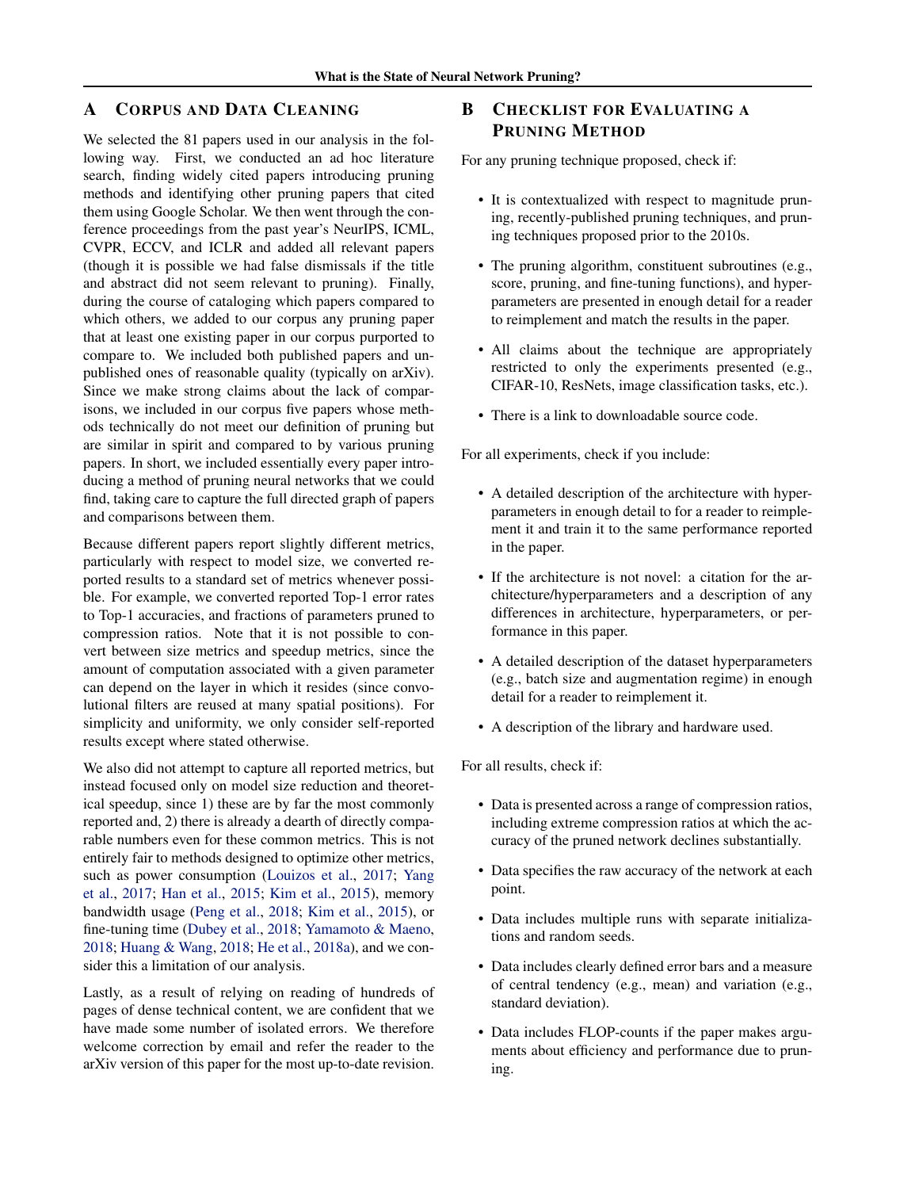## A Corpus and Data Cleaning

We selected the 81 papers used in our analysis in the following way. First, we conducted an ad hoc literature search, finding widely cited papers introducing pruning methods and identifying other pruning papers that cited them using Google Scholar. We then went through the conference proceedings from the past year's NeurIPS, ICML, CVPR, ECCV, and ICLR and added all relevant papers (though it is possible we had false dismissals if the title and abstract did not seem relevant to pruning). Finally, during the course of cataloging which papers compared to which others, we added to our corpus any pruning paper that at least one existing paper in our corpus purported to compare to. We included both published papers and unpublished ones of reasonable quality (typically on arXiv). Since we make strong claims about the lack of comparisons, we included in our corpus five papers whose methods technically do not meet our definition of pruning but are similar in spirit and compared to by various pruning papers. In short, we included essentially every paper introducing a method of pruning neural networks that we could find, taking care to capture the full directed graph of papers and comparisons between them.

Because different papers report slightly different metrics, particularly with respect to model size, we converted reported results to a standard set of metrics whenever possible. For example, we converted reported Top-1 error rates to Top-1 accuracies, and fractions of parameters pruned to compression ratios. Note that it is not possible to convert between size metrics and speedup metrics, since the amount of computation associated with a given parameter can depend on the layer in which it resides (since convolutional filters are reused at many spatial positions). For simplicity and uniformity, we only consider self-reported results except where stated otherwise.

We also did not attempt to capture all reported metrics, but instead focused only on model size reduction and theoretical speedup, since 1) these are by far the most commonly reported and, 2) there is already a dearth of directly comparable numbers even for these common metrics. This is not entirely fair to methods designed to optimize other metrics, such as power consumption (Louizos et al., 2017; Yang et al., 2017; Han et al., 2015; Kim et al., 2015), memory bandwidth usage (Peng et al., 2018; Kim et al., 2015), or fine-tuning time (Dubey et al., 2018; Yamamoto & Maeno, 2018; Huang & Wang, 2018; He et al., 2018a), and we consider this a limitation of our analysis.

Lastly, as a result of relying on reading of hundreds of pages of dense technical content, we are confident that we have made some number of isolated errors. We therefore welcome correction by email and refer the reader to the arXiv version of this paper for the most up-to-date revision.

## B Checklist for Evaluating a Pruning Method

For any pruning technique proposed, check if:

- It is contextualized with respect to magnitude pruning, recently-published pruning techniques, and pruning techniques proposed prior to the 2010s.
- The pruning algorithm, constituent subroutines (e.g., score, pruning, and fine-tuning functions), and hyperparameters are presented in enough detail for a reader to reimplement and match the results in the paper.
- All claims about the technique are appropriately restricted to only the experiments presented (e.g., CIFAR-10, ResNets, image classification tasks, etc.).
- There is a link to downloadable source code.

For all experiments, check if you include:

- A detailed description of the architecture with hyperparameters in enough detail to for a reader to reimplement it and train it to the same performance reported in the paper.
- If the architecture is not novel: a citation for the architecture/hyperparameters and a description of any differences in architecture, hyperparameters, or performance in this paper.
- A detailed description of the dataset hyperparameters (e.g., batch size and augmentation regime) in enough detail for a reader to reimplement it.
- A description of the library and hardware used.

For all results, check if:

- Data is presented across a range of compression ratios, including extreme compression ratios at which the accuracy of the pruned network declines substantially.
- Data specifies the raw accuracy of the network at each point.
- Data includes multiple runs with separate initializations and random seeds.
- Data includes clearly defined error bars and a measure of central tendency (e.g., mean) and variation (e.g., standard deviation).
- Data includes FLOP-counts if the paper makes arguments about efficiency and performance due to pruning.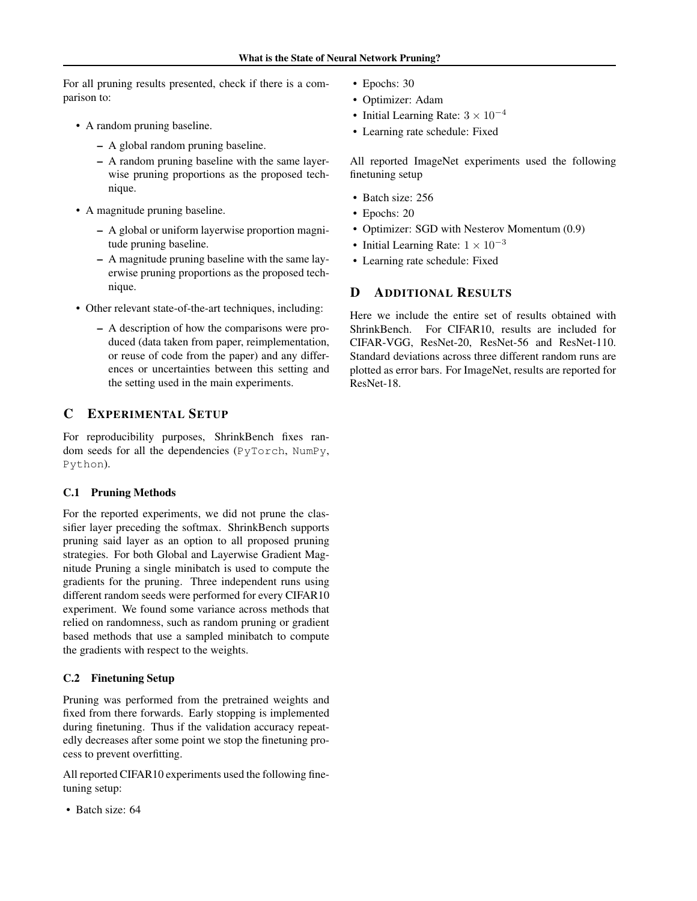For all pruning results presented, check if there is a comparison to:

- A random pruning baseline.
  - A global random pruning baseline.
  - A random pruning baseline with the same layerwise pruning proportions as the proposed technique.
- A magnitude pruning baseline.
  - A global or uniform layerwise proportion magnitude pruning baseline.
  - A magnitude pruning baseline with the same layerwise pruning proportions as the proposed technique.
- Other relevant state-of-the-art techniques, including:
  - A description of how the comparisons were produced (data taken from paper, reimplementation, or reuse of code from the paper) and any differences or uncertainties between this setting and the setting used in the main experiments.

## C EXPERIMENTAL SETUP

For reproducibility purposes, ShrinkBench fixes random seeds for all the dependencies (`PyTorch`, `NumPy`, `Python`).

### C.1 Pruning Methods

For the reported experiments, we did not prune the classifier layer preceding the softmax. ShrinkBench supports pruning said layer as an option to all proposed pruning strategies. For both Global and Layerwise Gradient Magnitude Pruning a single minibatch is used to compute the gradients for the pruning. Three independent runs using different random seeds were performed for every CIFAR10 experiment. We found some variance across methods that relied on randomness, such as random pruning or gradient based methods that use a sampled minibatch to compute the gradients with respect to the weights.

### C.2 Finetuning Setup

Pruning was performed from the pretrained weights and fixed from there forwards. Early stopping is implemented during finetuning. Thus if the validation accuracy repeatedly decreases after some point we stop the finetuning process to prevent overfitting.

All reported CIFAR10 experiments used the following finetuning setup:

- Batch size: 64
- Epochs: 30
- Optimizer: Adam
- Initial Learning Rate: $3 \times 10^{-4}$
- Learning rate schedule: Fixed

All reported ImageNet experiments used the following finetuning setup

- Batch size: 256
- Epochs: 20
- Optimizer: SGD with Nesterov Momentum (0.9)
- Initial Learning Rate: $1 \times 10^{-3}$
- Learning rate schedule: Fixed

## D ADDITIONAL RESULTS

Here we include the entire set of results obtained with ShrinkBench. For CIFAR10, results are included for CIFAR-VGG, ResNet-20, ResNet-56 and ResNet-110. Standard deviations across three different random runs are plotted as error bars. For ImageNet, results are reported for ResNet-18.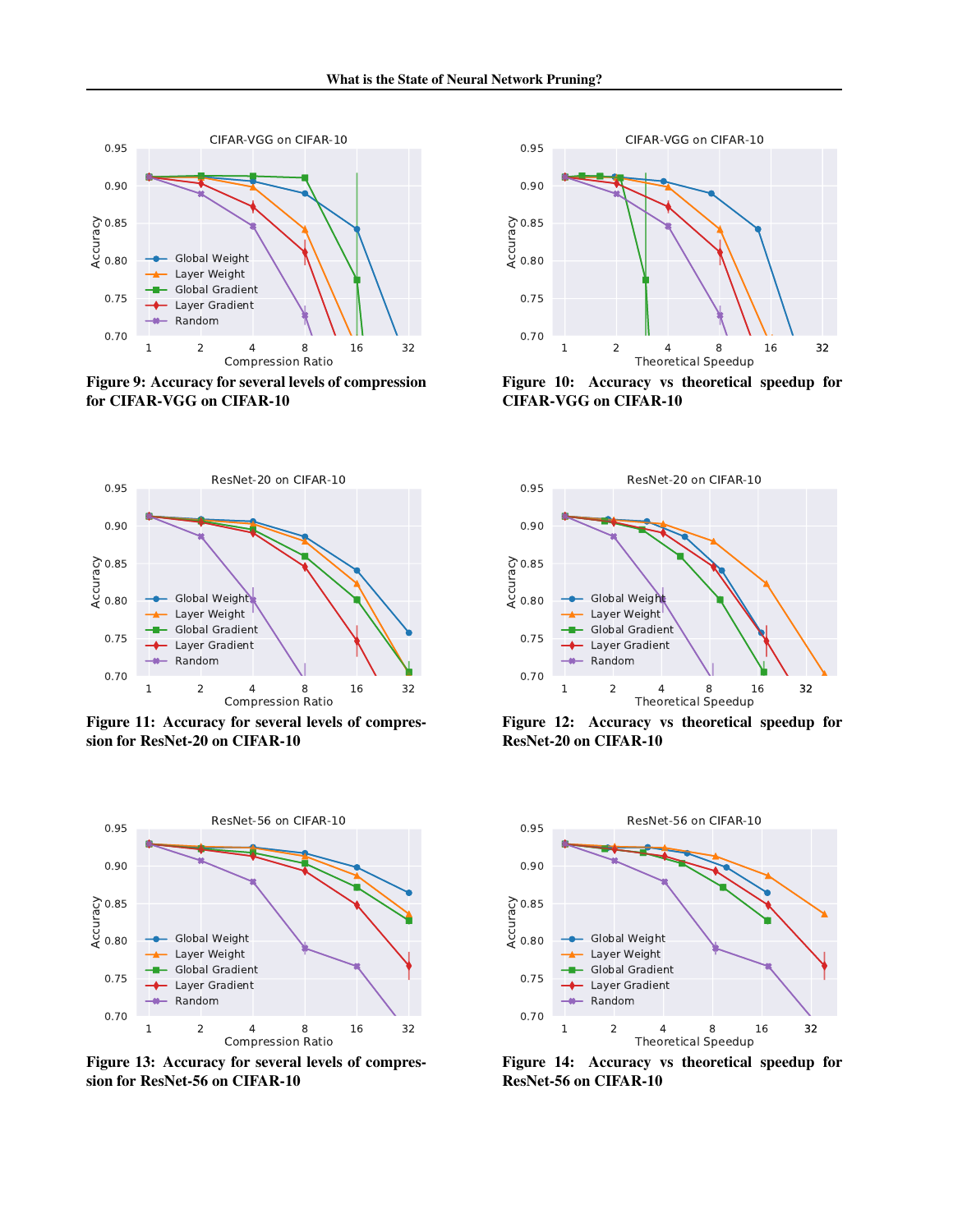**Figure 9: Accuracy for several levels of compression for CIFAR-VGG on CIFAR-10**

**Figure 10: Accuracy vs theoretical speedup for CIFAR-VGG on CIFAR-10**

**Figure 11: Accuracy for several levels of compression for ResNet-20 on CIFAR-10**

**Figure 12: Accuracy vs theoretical speedup for ResNet-20 on CIFAR-10**

**Figure 13: Accuracy for several levels of compression for ResNet-56 on CIFAR-10**

**Figure 14: Accuracy vs theoretical speedup for ResNet-56 on CIFAR-10**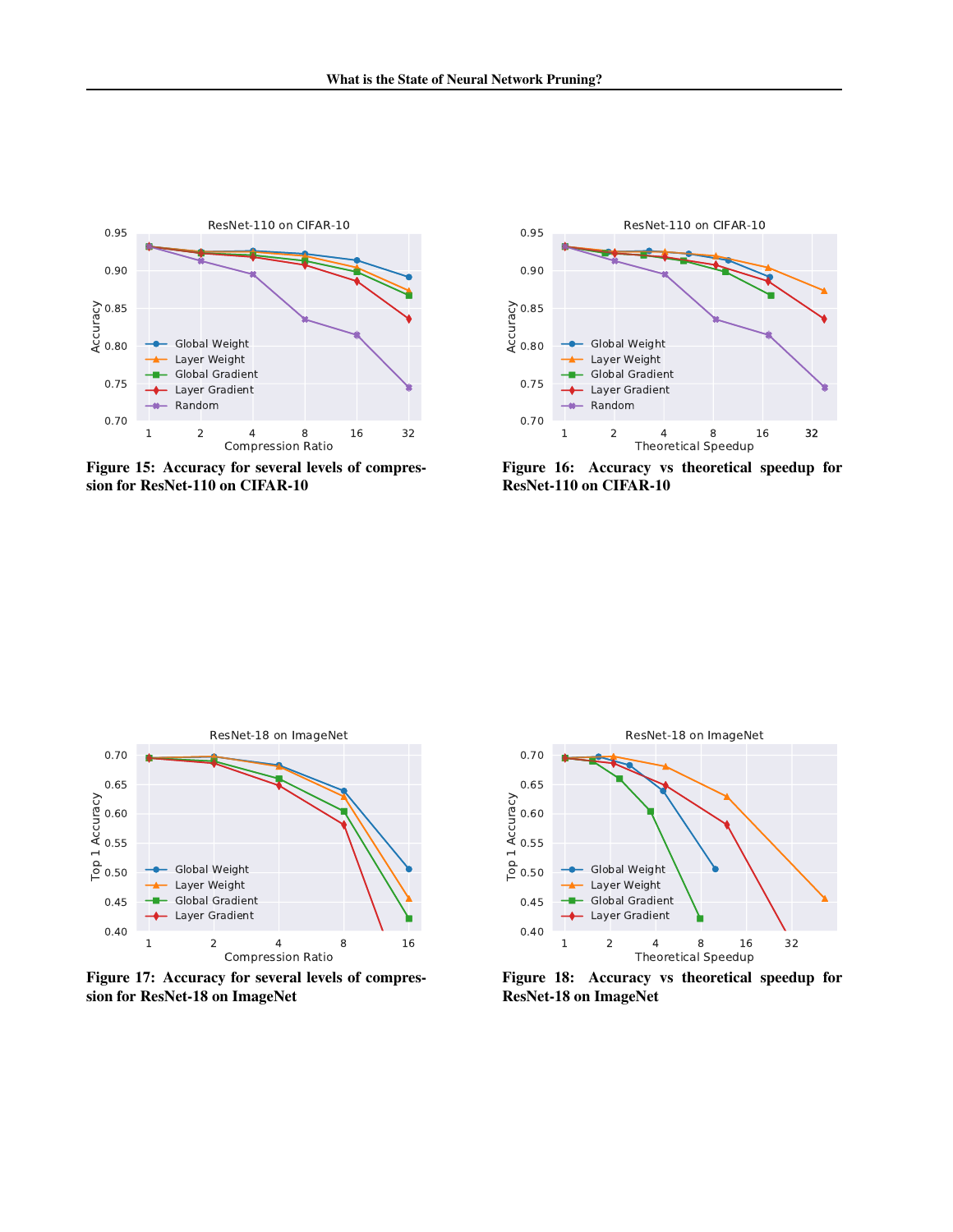ResNet-110 on CIFAR-10

Accuracy

0.95
0.90
0.85
0.80
0.75
0.70

1
2
4
8
16
32

Compression Ratio

Global Weight
Layer Weight
Global Gradient
Layer Gradient
Random

**Figure 15: Accuracy for several levels of compression for ResNet-110 on CIFAR-10**

ResNet-110 on CIFAR-10

Accuracy

0.95
0.90
0.85
0.80
0.75
0.70

1
2
4
8
16
32

Theoretical Speedup

Global Weight
Layer Weight
Global Gradient
Layer Gradient
Random

**Figure 16: Accuracy vs theoretical speedup for ResNet-110 on CIFAR-10**

ResNet-18 on ImageNet

Top 1 Accuracy

0.70
0.65
0.60
0.55
0.50
0.45
0.40

1
2
4
8
16

Compression Ratio

Global Weight
Layer Weight
Global Gradient
Layer Gradient

**Figure 17: Accuracy for several levels of compression for ResNet-18 on ImageNet**

ResNet-18 on ImageNet

Top 1 Accuracy

0.70
0.65
0.60
0.55
0.50
0.45
0.40

1
2
4
8
16
32

Theoretical Speedup

Global Weight
Layer Weight
Global Gradient
Layer Gradient

**Figure 18: Accuracy vs theoretical speedup for ResNet-18 on ImageNet**